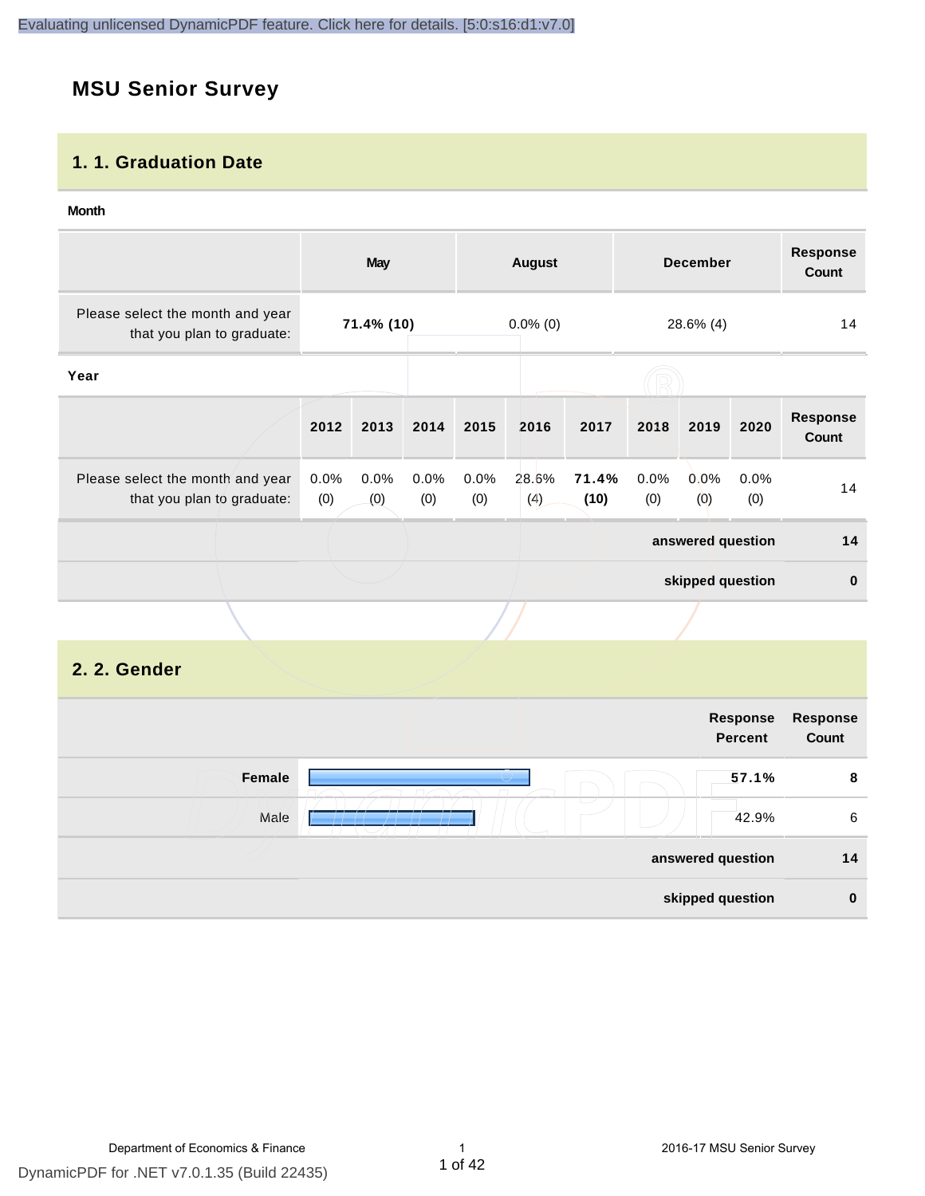# MSU Senior Survey

## 1. 1. Graduation Date

**Month**

| | May | August | December | Response Count |
|---|---|---|---|---|
| Please select the month and year that you plan to graduate: | **71.4% (10)** | 0.0% (0) | 28.6% (4) | 14 |

**Year**

| | 2012 | 2013 | 2014 | 2015 | 2016 | 2017 | 2018 | 2019 | 2020 | Response Count |
|---|---|---|---|---|---|---|---|---|---|---|
| Please select the month and year that you plan to graduate: | 0.0% (0) | 0.0% (0) | 0.0% (0) | 0.0% (0) | 28.6% (4) | **71.4% (10)** | 0.0% (0) | 0.0% (0) | 0.0% (0) | 14 |
| | | | | | | | | | **answered question** | **14** |
| | | | | | | | | | **skipped question** | **0** |

## 2. 2. Gender

| | Response Percent | Response Count |
|---|---|---|
| **Female** | **57.1%** | **8** |
| Male | 42.9% | 6 |
| | **answered question** | **14** |
| | **skipped question** | **0** |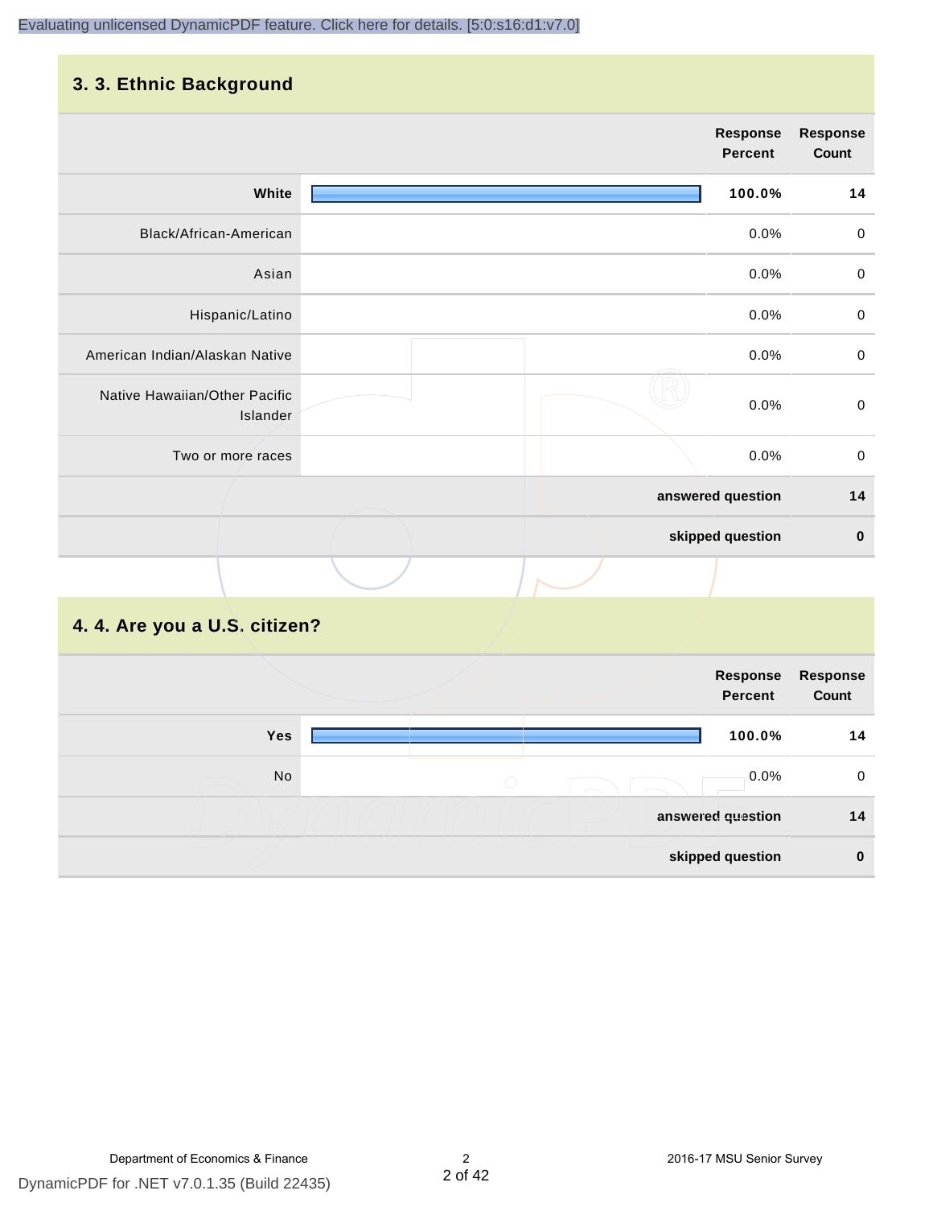## 3. 3. Ethnic Background

| | Response Percent | Response Count |
|---|---|---|
| **White** | **100.0%** | **14** |
| Black/African-American | 0.0% | 0 |
| Asian | 0.0% | 0 |
| Hispanic/Latino | 0.0% | 0 |
| American Indian/Alaskan Native | 0.0% | 0 |
| Native Hawaiian/Other Pacific Islander | 0.0% | 0 |
| Two or more races | 0.0% | 0 |
| | **answered question** | **14** |
| | **skipped question** | **0** |

## 4. 4. Are you a U.S. citizen?

| | Response Percent | Response Count |
|---|---|---|
| **Yes** | **100.0%** | **14** |
| No | 0.0% | 0 |
| | **answered question** | **14** |
| | **skipped question** | **0** |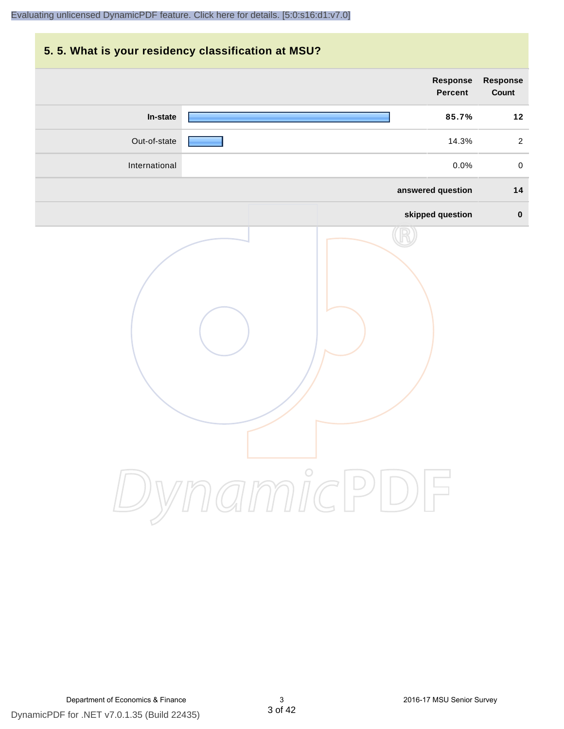## 5. 5. What is your residency classification at MSU?

| | Response Percent | Response Count |
|---|---|---|
| **In-state** | **85.7%** | **12** |
| Out-of-state | 14.3% | 2 |
| International | 0.0% | 0 |
| | **answered question** | **14** |
| | **skipped question** | **0** |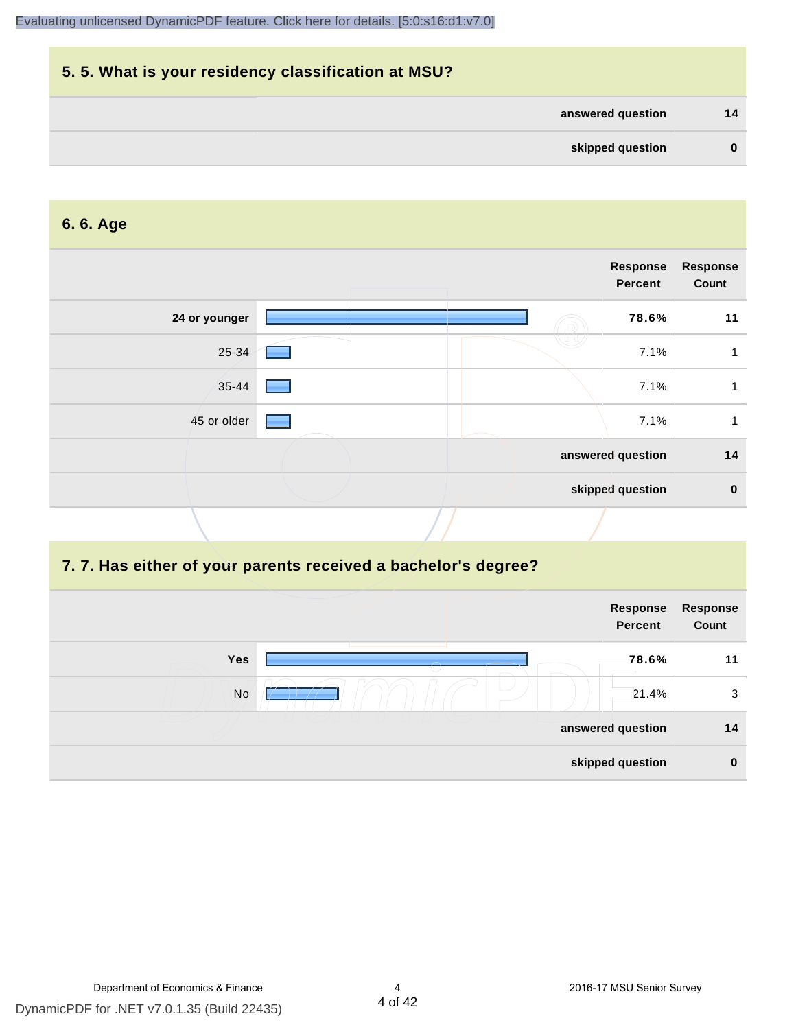## 5. 5. What is your residency classification at MSU?

| | |
|---|---|
| answered question | 14 |
| skipped question | 0 |

## 6. 6. Age

| | Response Percent | Response Count |
|---|---|---|
| **24 or younger** | **78.6%** | **11** |
| 25-34 | 7.1% | 1 |
| 35-44 | 7.1% | 1 |
| 45 or older | 7.1% | 1 |
| | **answered question** | **14** |
| | **skipped question** | **0** |

## 7. 7. Has either of your parents received a bachelor's degree?

| | Response Percent | Response Count |
|---|---|---|
| **Yes** | **78.6%** | **11** |
| No | 21.4% | 3 |
| | **answered question** | **14** |
| | **skipped question** | **0** |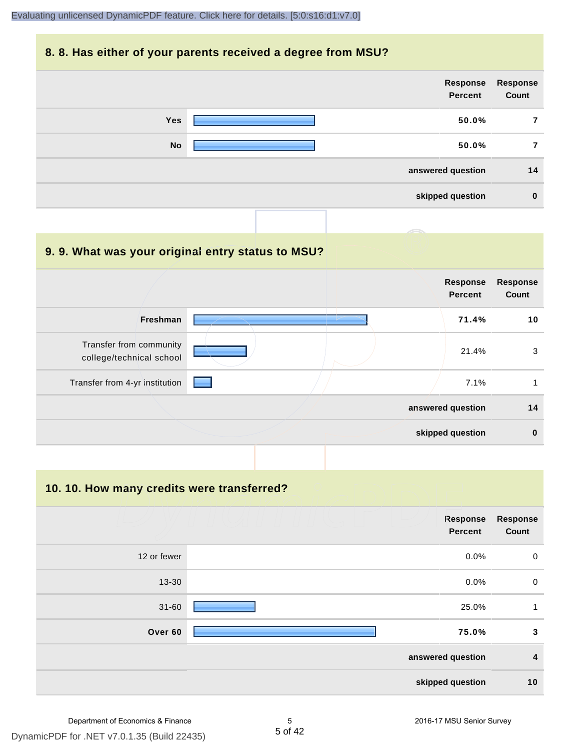## 8. 8. Has either of your parents received a degree from MSU?

| | Response Percent | Response Count |
|---|---|---|
| Yes | 50.0% | 7 |
| No | 50.0% | 7 |
| | answered question | 14 |
| | skipped question | 0 |

## 9. 9. What was your original entry status to MSU?

| | Response Percent | Response Count |
|---|---|---|
| Freshman | 71.4% | 10 |
| Transfer from community college/technical school | 21.4% | 3 |
| Transfer from 4-yr institution | 7.1% | 1 |
| | answered question | 14 |
| | skipped question | 0 |

## 10. 10. How many credits were transferred?

| | Response Percent | Response Count |
|---|---|---|
| 12 or fewer | 0.0% | 0 |
| 13-30 | 0.0% | 0 |
| 31-60 | 25.0% | 1 |
| Over 60 | 75.0% | 3 |
| | answered question | 4 |
| | skipped question | 10 |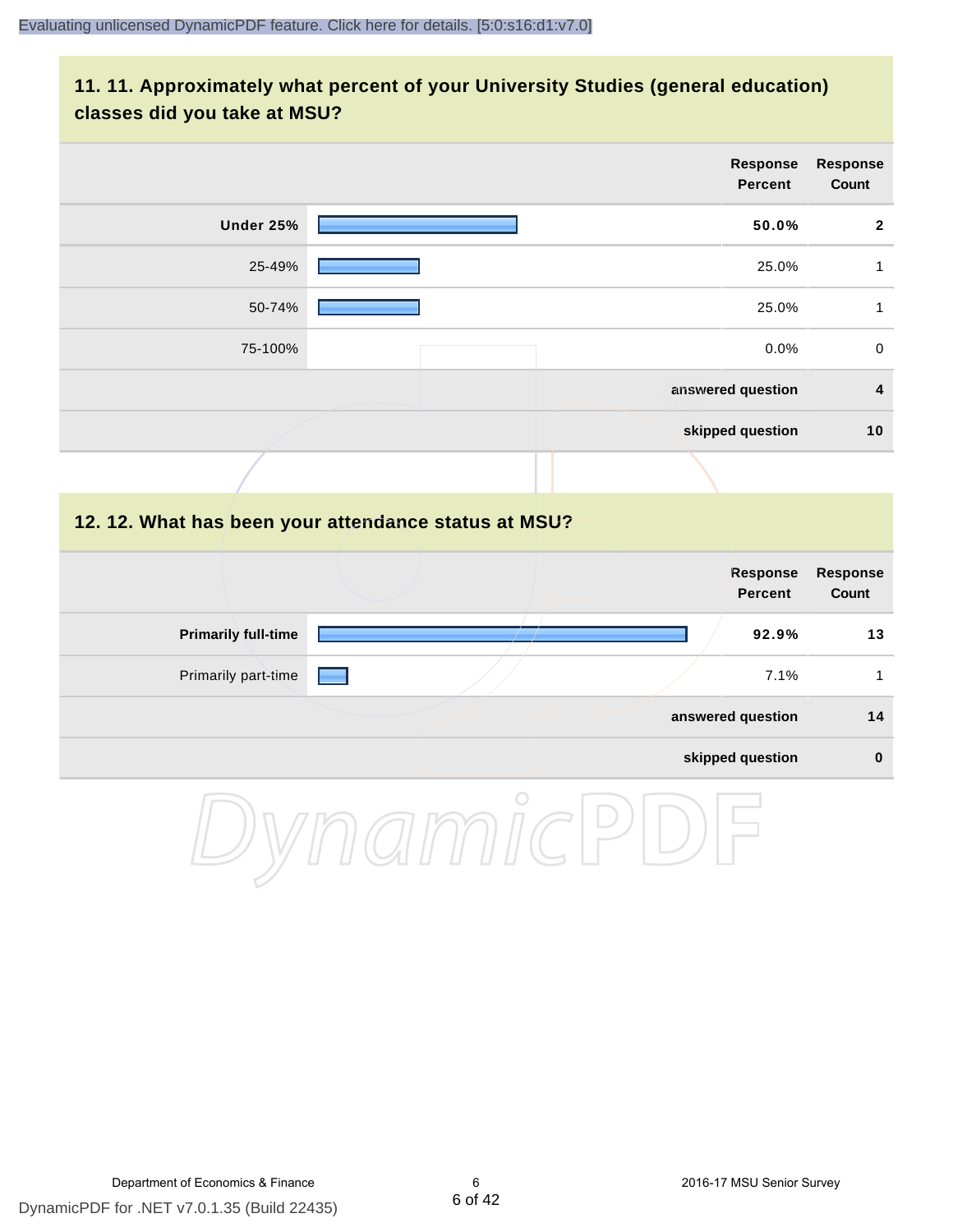## 11. 11. Approximately what percent of your University Studies (general education) classes did you take at MSU?

| | Response Percent | Response Count |
|---|---|---|
| **Under 25%** | **50.0%** | **2** |
| 25-49% | 25.0% | 1 |
| 50-74% | 25.0% | 1 |
| 75-100% | 0.0% | 0 |
| | **answered question** | **4** |
| | **skipped question** | **10** |

## 12. 12. What has been your attendance status at MSU?

| | Response Percent | Response Count |
|---|---|---|
| **Primarily full-time** | **92.9%** | **13** |
| Primarily part-time | 7.1% | 1 |
| | **answered question** | **14** |
| | **skipped question** | **0** |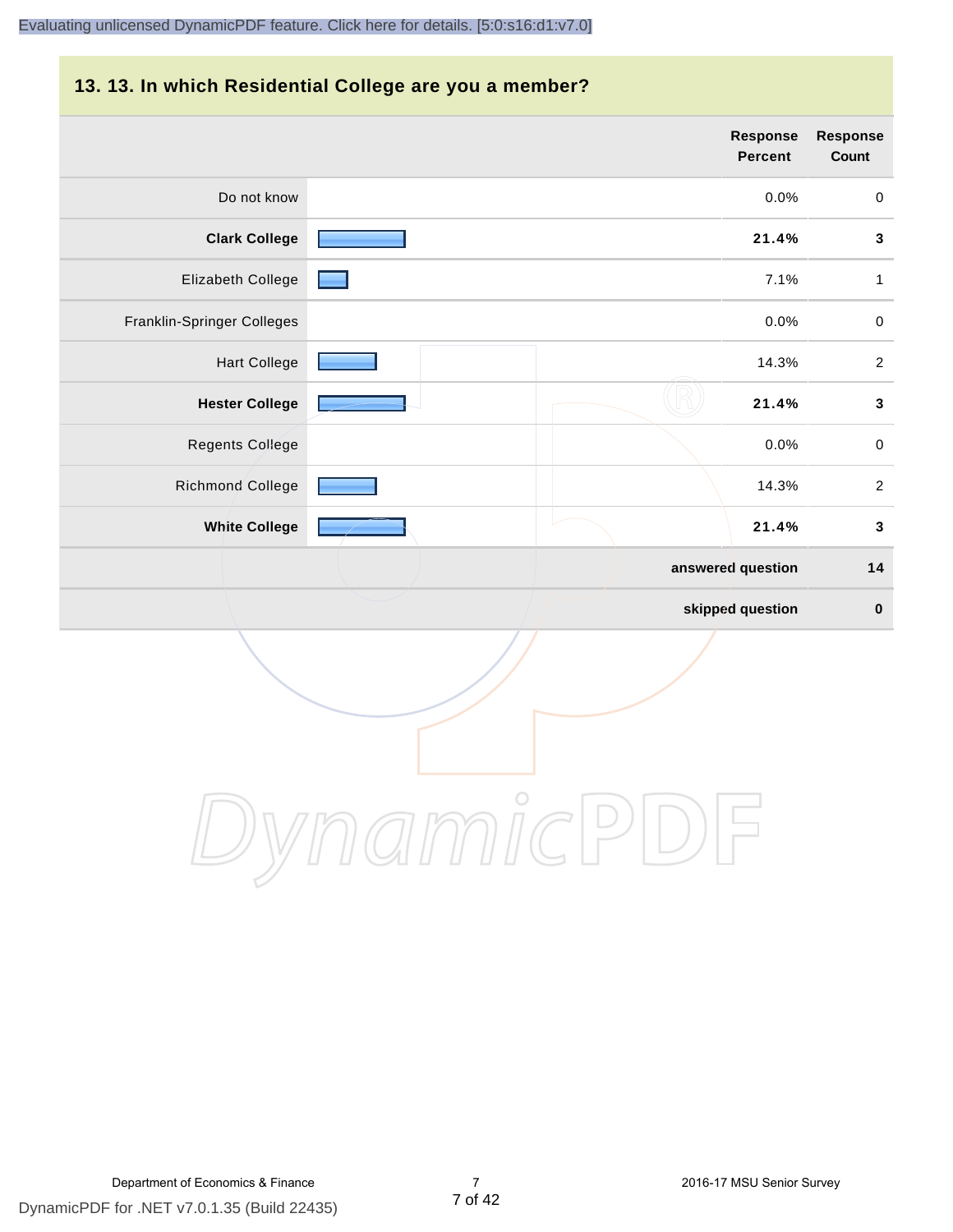## 13. 13. In which Residential College are you a member?

| | Response Percent | Response Count |
|---|---|---|
| Do not know | 0.0% | 0 |
| **Clark College** | **21.4%** | **3** |
| Elizabeth College | 7.1% | 1 |
| Franklin-Springer Colleges | 0.0% | 0 |
| Hart College | 14.3% | 2 |
| **Hester College** | **21.4%** | **3** |
| Regents College | 0.0% | 0 |
| Richmond College | 14.3% | 2 |
| **White College** | **21.4%** | **3** |
| | **answered question** | **14** |
| | **skipped question** | **0** |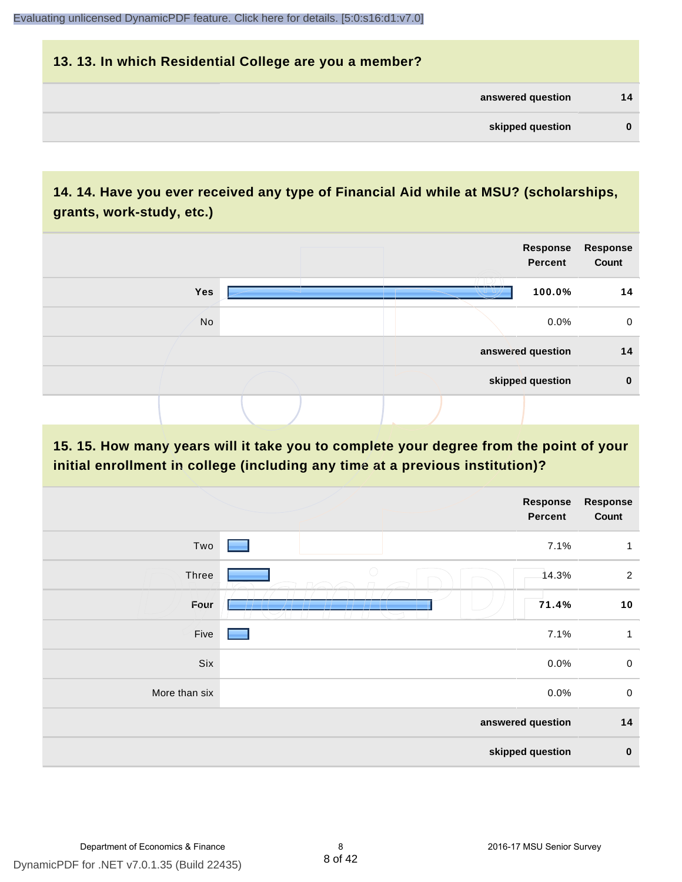## 13. 13. In which Residential College are you a member?

| | |
|---|---|
| answered question | 14 |
| skipped question | 0 |

## 14. 14. Have you ever received any type of Financial Aid while at MSU? (scholarships, grants, work-study, etc.)

| | Response Percent | Response Count |
|---|---|---|
| **Yes** | **100.0%** | **14** |
| No | 0.0% | 0 |
| **answered question** | | **14** |
| **skipped question** | | **0** |

## 15. 15. How many years will it take you to complete your degree from the point of your initial enrollment in college (including any time at a previous institution)?

| | Response Percent | Response Count |
|---|---|---|
| Two | 7.1% | 1 |
| Three | 14.3% | 2 |
| **Four** | **71.4%** | **10** |
| Five | 7.1% | 1 |
| Six | 0.0% | 0 |
| More than six | 0.0% | 0 |
| **answered question** | | **14** |
| **skipped question** | | **0** |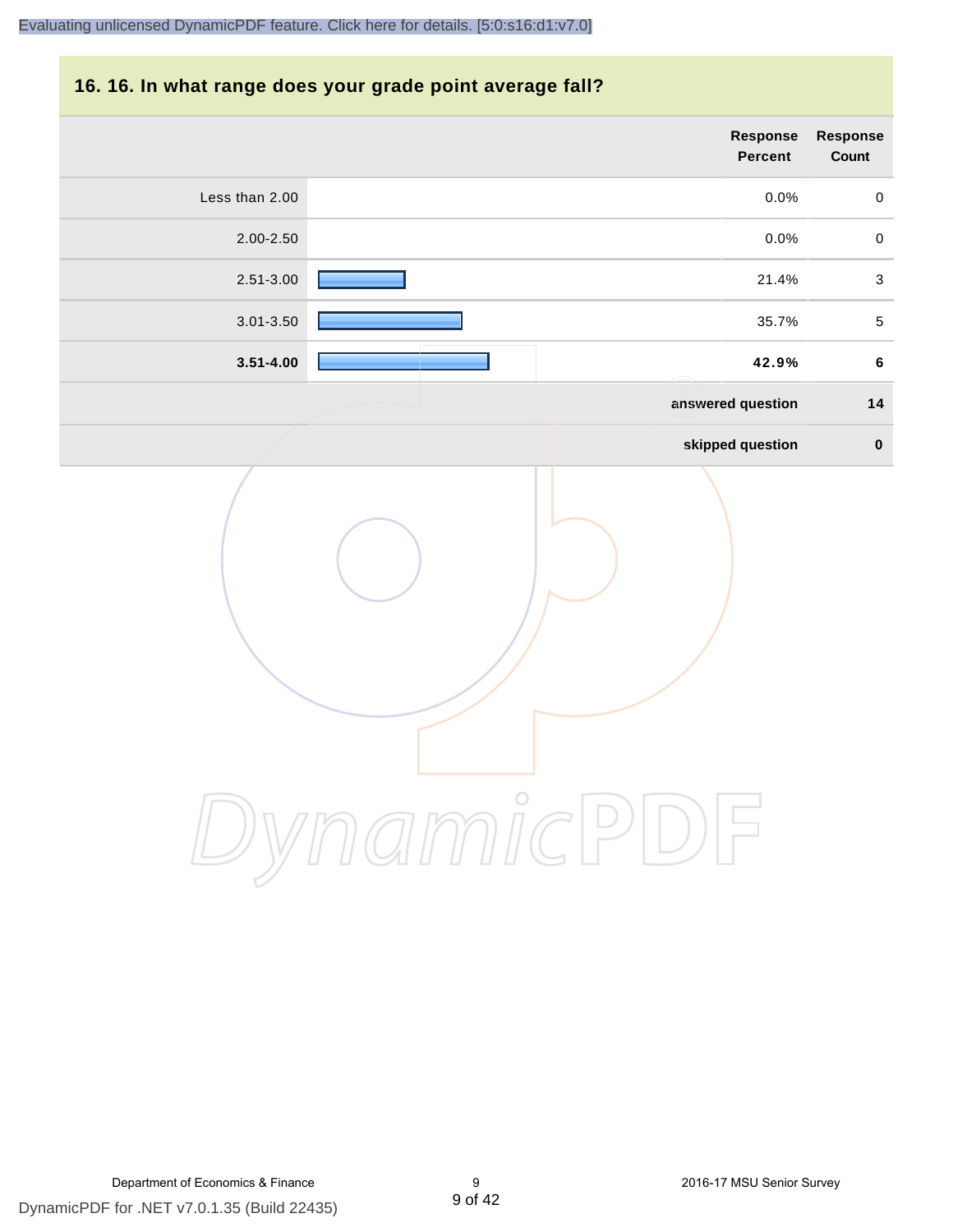## 16. 16. In what range does your grade point average fall?

| | Response Percent | Response Count |
|---|---|---|
| Less than 2.00 | 0.0% | 0 |
| 2.00-2.50 | 0.0% | 0 |
| 2.51-3.00 | 21.4% | 3 |
| 3.01-3.50 | 35.7% | 5 |
| **3.51-4.00** | **42.9%** | **6** |
| | **answered question** | **14** |
| | **skipped question** | **0** |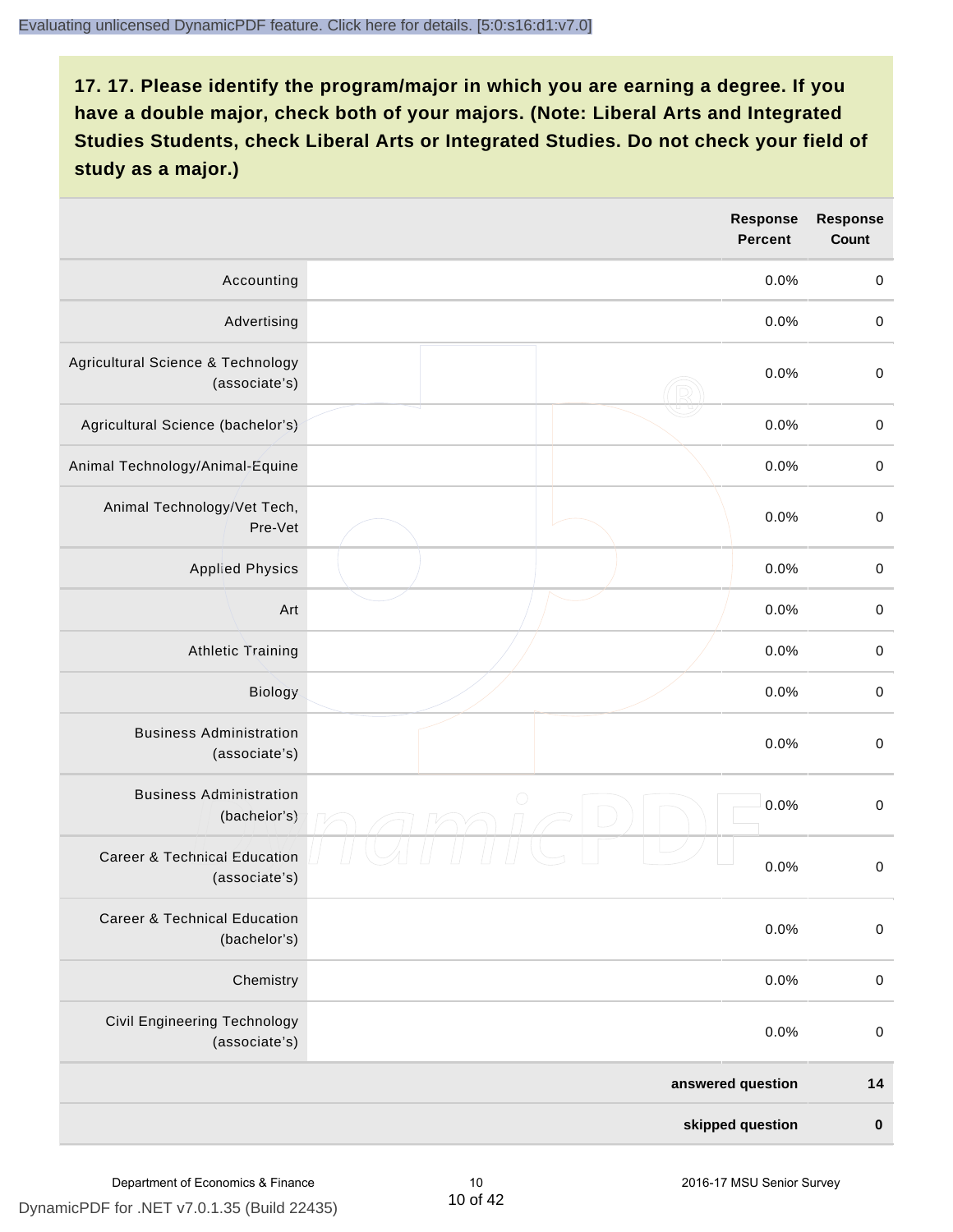**17. 17. Please identify the program/major in which you are earning a degree. If you have a double major, check both of your majors. (Note: Liberal Arts and Integrated Studies Students, check Liberal Arts or Integrated Studies. Do not check your field of study as a major.)**

| | | Response Percent | Response Count |
|---|---|---|---|
| Accounting | | 0.0% | 0 |
| Advertising | | 0.0% | 0 |
| Agricultural Science & Technology (associate's) | | 0.0% | 0 |
| Agricultural Science (bachelor's) | | 0.0% | 0 |
| Animal Technology/Animal-Equine | | 0.0% | 0 |
| Animal Technology/Vet Tech, Pre-Vet | | 0.0% | 0 |
| Applied Physics | | 0.0% | 0 |
| Art | | 0.0% | 0 |
| Athletic Training | | 0.0% | 0 |
| Biology | | 0.0% | 0 |
| Business Administration (associate's) | | 0.0% | 0 |
| Business Administration (bachelor's) | | 0.0% | 0 |
| Career & Technical Education (associate's) | | 0.0% | 0 |
| Career & Technical Education (bachelor's) | | 0.0% | 0 |
| Chemistry | | 0.0% | 0 |
| Civil Engineering Technology (associate's) | | 0.0% | 0 |
| | | **answered question** | **14** |
| | | **skipped question** | **0** |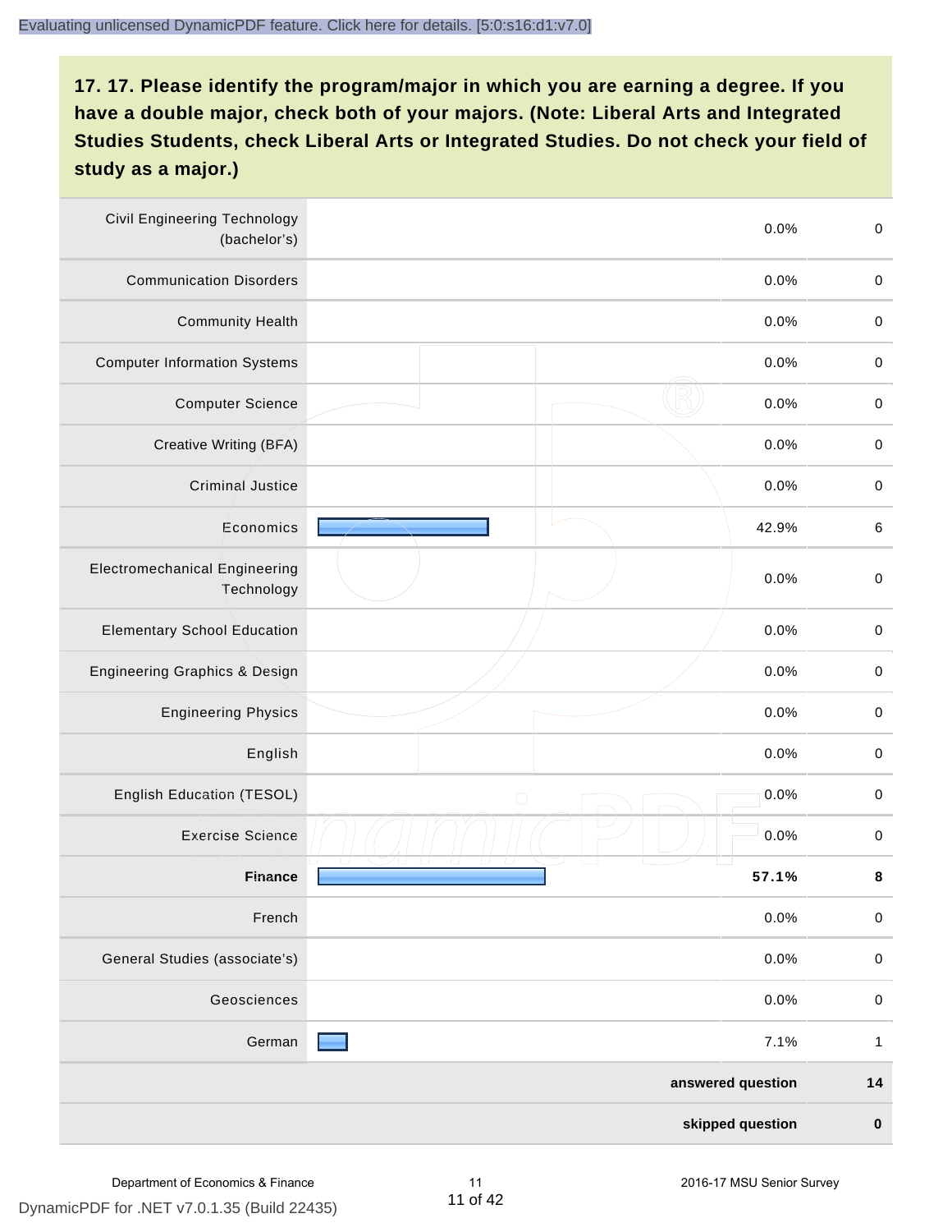Evaluating unlicensed DynamicPDF feature. Click here for details. [5:0:s16:d1:v7.0]

## 17. 17. Please identify the program/major in which you are earning a degree. If you have a double major, check both of your majors. (Note: Liberal Arts and Integrated Studies Students, check Liberal Arts or Integrated Studies. Do not check your field of study as a major.)

| Major | Percent | Count |
| --- | --- | --- |
| Civil Engineering Technology (bachelor's) | 0.0% | 0 |
| Communication Disorders | 0.0% | 0 |
| Community Health | 0.0% | 0 |
| Computer Information Systems | 0.0% | 0 |
| Computer Science | 0.0% | 0 |
| Creative Writing (BFA) | 0.0% | 0 |
| Criminal Justice | 0.0% | 0 |
| Economics | 42.9% | 6 |
| Electromechanical Engineering Technology | 0.0% | 0 |
| Elementary School Education | 0.0% | 0 |
| Engineering Graphics & Design | 0.0% | 0 |
| Engineering Physics | 0.0% | 0 |
| English | 0.0% | 0 |
| English Education (TESOL) | 0.0% | 0 |
| Exercise Science | 0.0% | 0 |
| **Finance** | **57.1%** | **8** |
| French | 0.0% | 0 |
| General Studies (associate's) | 0.0% | 0 |
| Geosciences | 0.0% | 0 |
| German | 7.1% | 1 |
| | **answered question** | **14** |
| | **skipped question** | **0** |

Department of Economics & Finance | 2016-17 MSU Senior Survey

DynamicPDF for .NET v7.0.1.35 (Build 22435)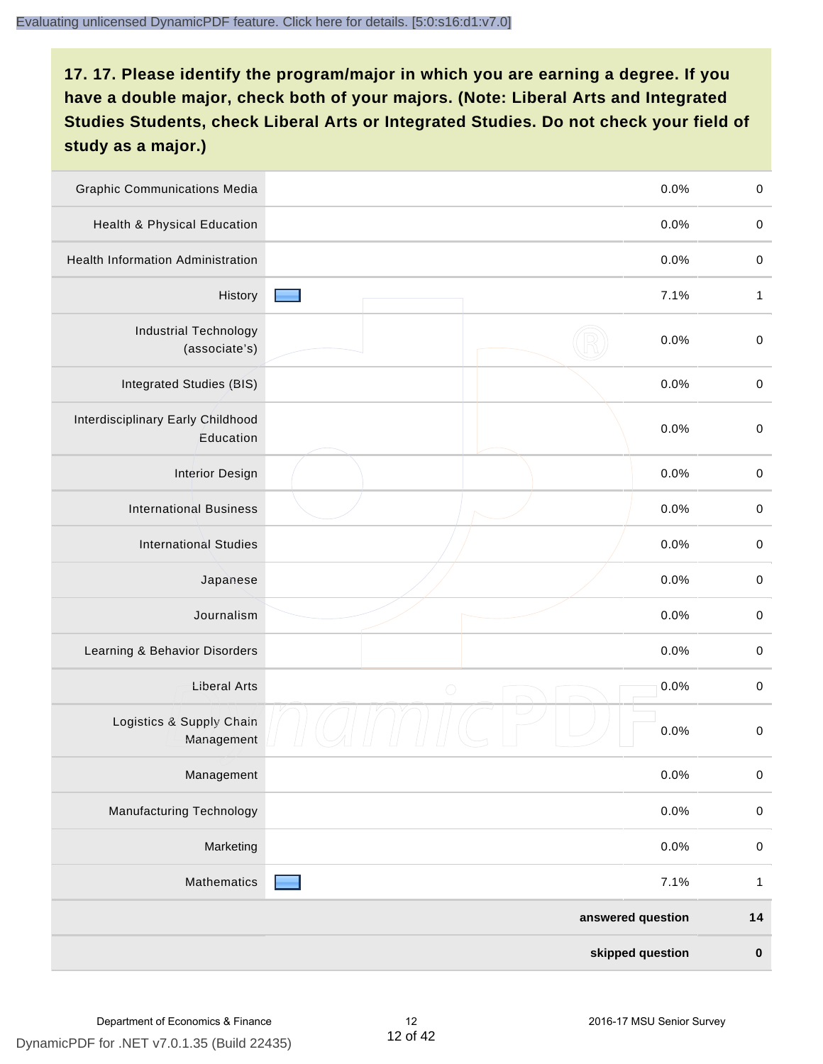**17. 17. Please identify the program/major in which you are earning a degree. If you have a double major, check both of your majors. (Note: Liberal Arts and Integrated Studies Students, check Liberal Arts or Integrated Studies. Do not check your field of study as a major.)**

| Program/Major | Percent | Count |
|---|---|---|
| Graphic Communications Media | 0.0% | 0 |
| Health & Physical Education | 0.0% | 0 |
| Health Information Administration | 0.0% | 0 |
| History | 7.1% | 1 |
| Industrial Technology (associate's) | 0.0% | 0 |
| Integrated Studies (BIS) | 0.0% | 0 |
| Interdisciplinary Early Childhood Education | 0.0% | 0 |
| Interior Design | 0.0% | 0 |
| International Business | 0.0% | 0 |
| International Studies | 0.0% | 0 |
| Japanese | 0.0% | 0 |
| Journalism | 0.0% | 0 |
| Learning & Behavior Disorders | 0.0% | 0 |
| Liberal Arts | 0.0% | 0 |
| Logistics & Supply Chain Management | 0.0% | 0 |
| Management | 0.0% | 0 |
| Manufacturing Technology | 0.0% | 0 |
| Marketing | 0.0% | 0 |
| Mathematics | 7.1% | 1 |
| **answered question** | | **14** |
| **skipped question** | | **0** |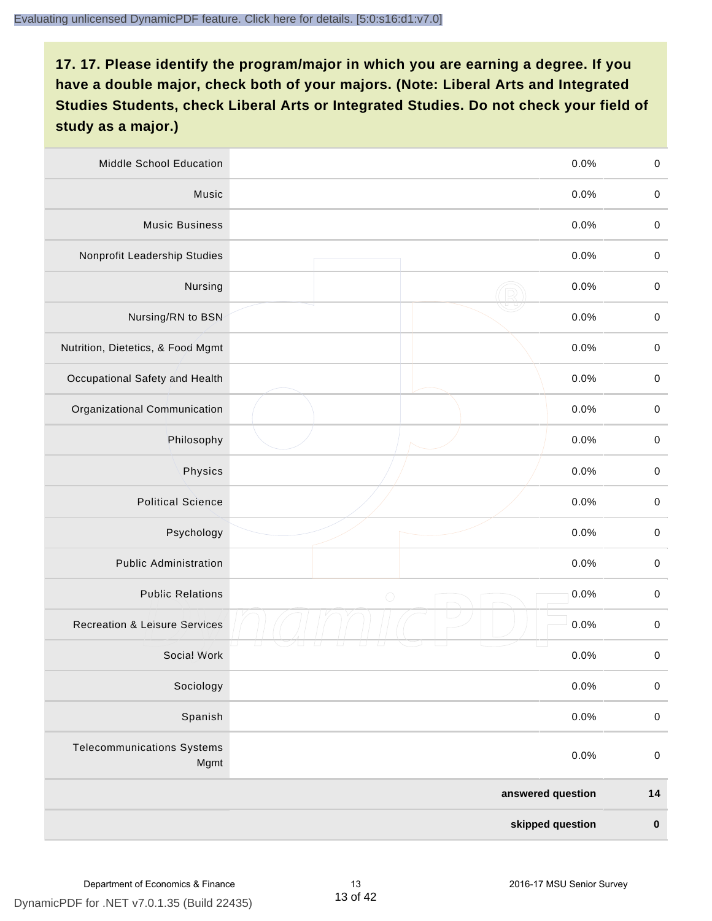## 17. 17. Please identify the program/major in which you are earning a degree. If you have a double major, check both of your majors. (Note: Liberal Arts and Integrated Studies Students, check Liberal Arts or Integrated Studies. Do not check your field of study as a major.)

| | | | |
|---|---|---|---|
| Middle School Education | | 0.0% | 0 |
| Music | | 0.0% | 0 |
| Music Business | | 0.0% | 0 |
| Nonprofit Leadership Studies | | 0.0% | 0 |
| Nursing | | 0.0% | 0 |
| Nursing/RN to BSN | | 0.0% | 0 |
| Nutrition, Dietetics, & Food Mgmt | | 0.0% | 0 |
| Occupational Safety and Health | | 0.0% | 0 |
| Organizational Communication | | 0.0% | 0 |
| Philosophy | | 0.0% | 0 |
| Physics | | 0.0% | 0 |
| Political Science | | 0.0% | 0 |
| Psychology | | 0.0% | 0 |
| Public Administration | | 0.0% | 0 |
| Public Relations | | 0.0% | 0 |
| Recreation & Leisure Services | | 0.0% | 0 |
| Social Work | | 0.0% | 0 |
| Sociology | | 0.0% | 0 |
| Spanish | | 0.0% | 0 |
| Telecommunications Systems Mgmt | | 0.0% | 0 |
| | | **answered question** | **14** |
| | | **skipped question** | **0** |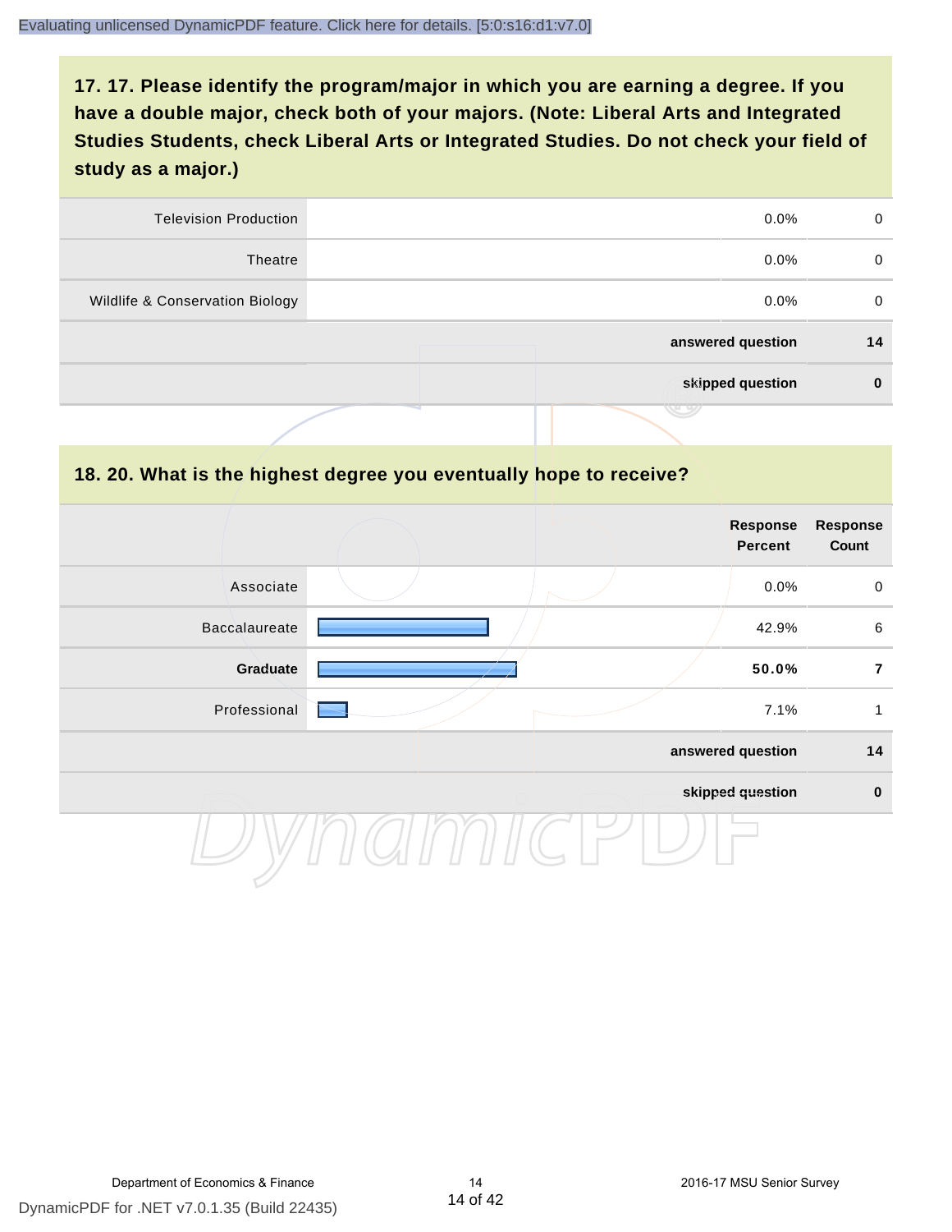## 17. 17. Please identify the program/major in which you are earning a degree. If you have a double major, check both of your majors. (Note: Liberal Arts and Integrated Studies Students, check Liberal Arts or Integrated Studies. Do not check your field of study as a major.)

| | Response Percent | Response Count |
|---|---|---|
| Television Production | 0.0% | 0 |
| Theatre | 0.0% | 0 |
| Wildlife & Conservation Biology | 0.0% | 0 |
| **answered question** | | **14** |
| **skipped question** | | **0** |

## 18. 20. What is the highest degree you eventually hope to receive?

| | Response Percent | Response Count |
|---|---|---|
| Associate | 0.0% | 0 |
| Baccalaureate | 42.9% | 6 |
| **Graduate** | **50.0%** | **7** |
| Professional | 7.1% | 1 |
| **answered question** | | **14** |
| **skipped question** | | **0** |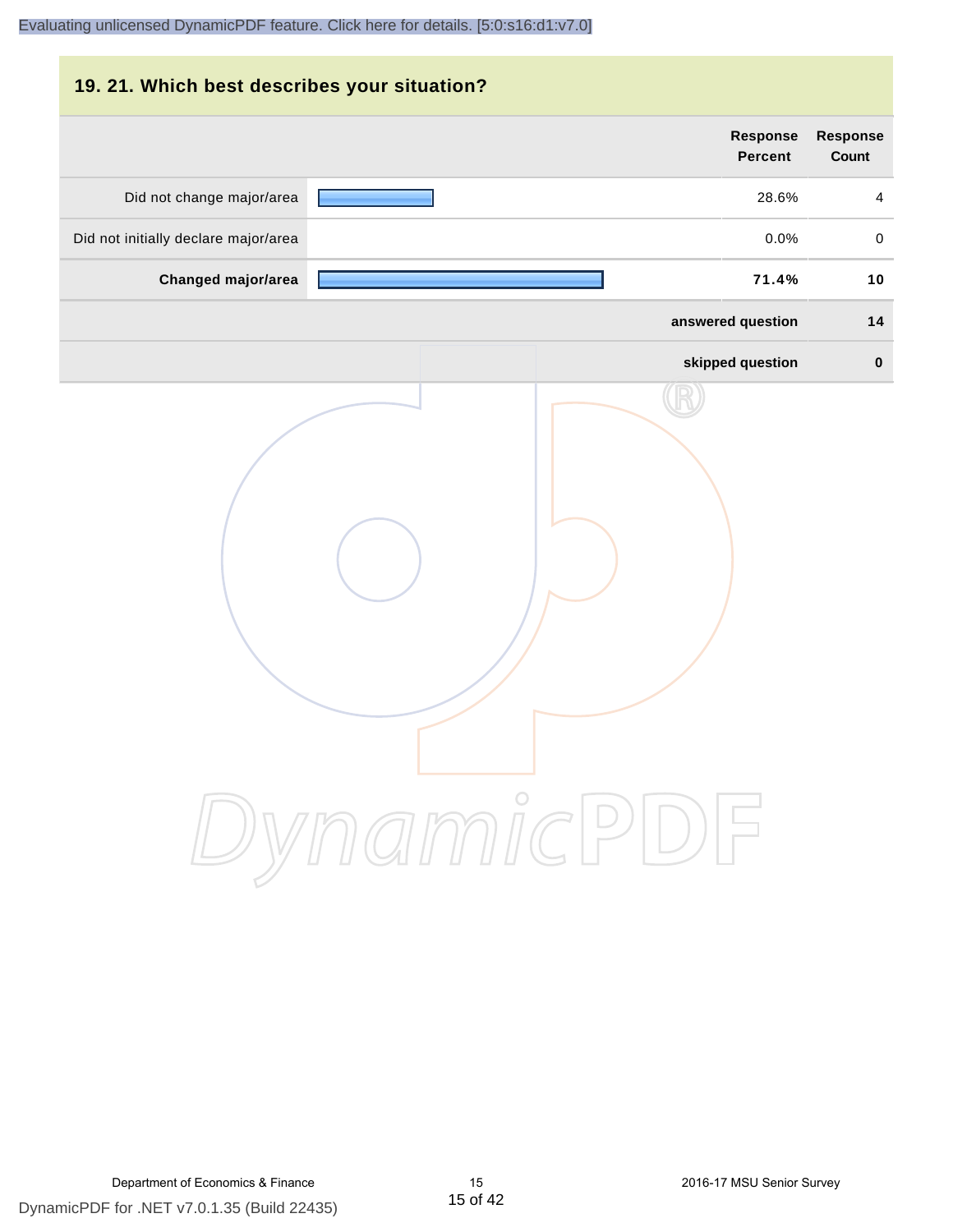## 19. 21. Which best describes your situation?

| | Response Percent | Response Count |
|---|---|---|
| Did not change major/area | 28.6% | 4 |
| Did not initially declare major/area | 0.0% | 0 |
| **Changed major/area** | **71.4%** | **10** |
| | **answered question** | **14** |
| | **skipped question** | **0** |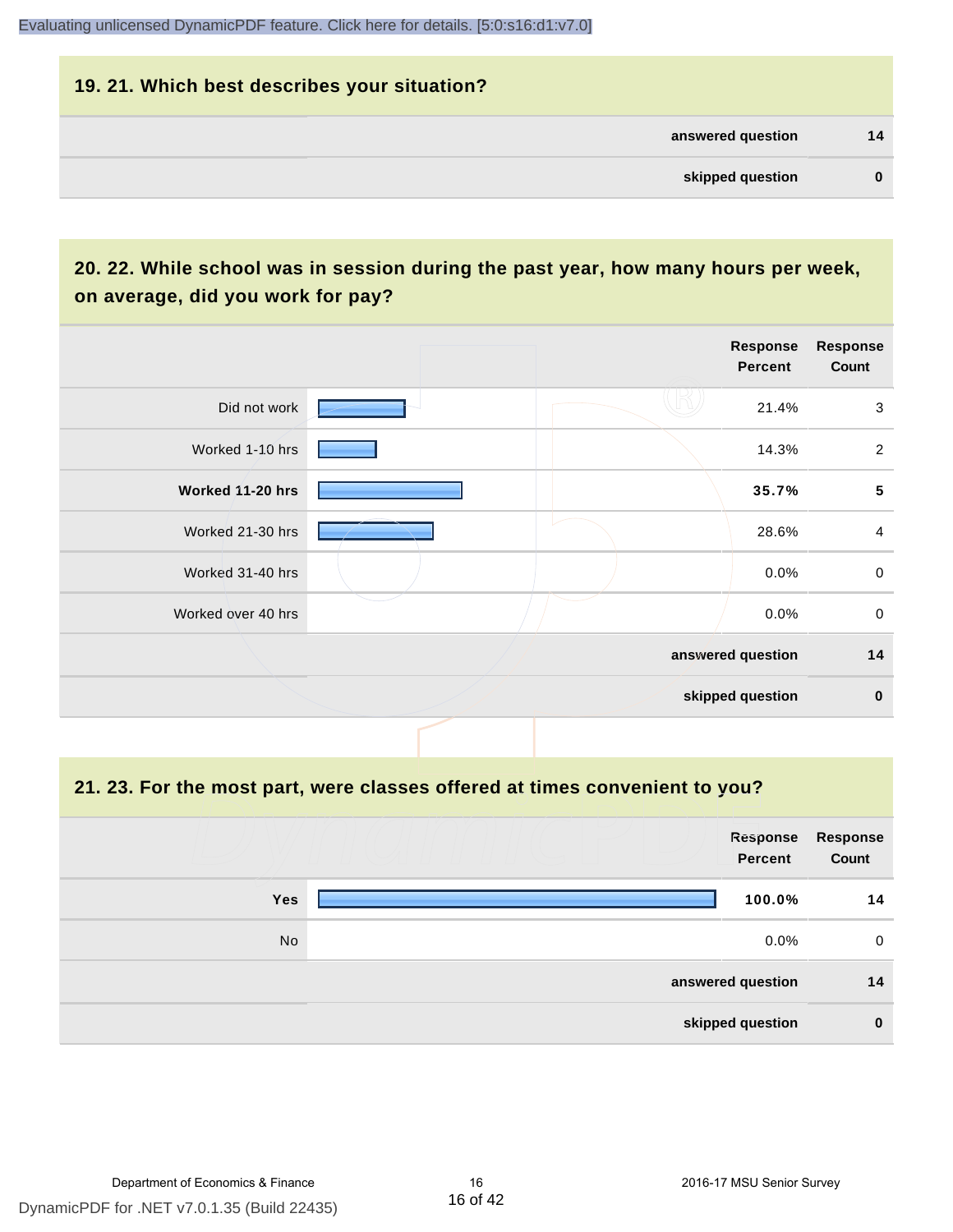## 19. 21. Which best describes your situation?

| | |
|---|---|
| answered question | 14 |
| skipped question | 0 |

## 20. 22. While school was in session during the past year, how many hours per week, on average, did you work for pay?

| | Response Percent | Response Count |
|---|---|---|
| Did not work | 21.4% | 3 |
| Worked 1-10 hrs | 14.3% | 2 |
| **Worked 11-20 hrs** | **35.7%** | **5** |
| Worked 21-30 hrs | 28.6% | 4 |
| Worked 31-40 hrs | 0.0% | 0 |
| Worked over 40 hrs | 0.0% | 0 |
| | answered question | 14 |
| | skipped question | 0 |

## 21. 23. For the most part, were classes offered at times convenient to you?

| | Response Percent | Response Count |
|---|---|---|
| **Yes** | **100.0%** | **14** |
| No | 0.0% | 0 |
| | answered question | 14 |
| | skipped question | 0 |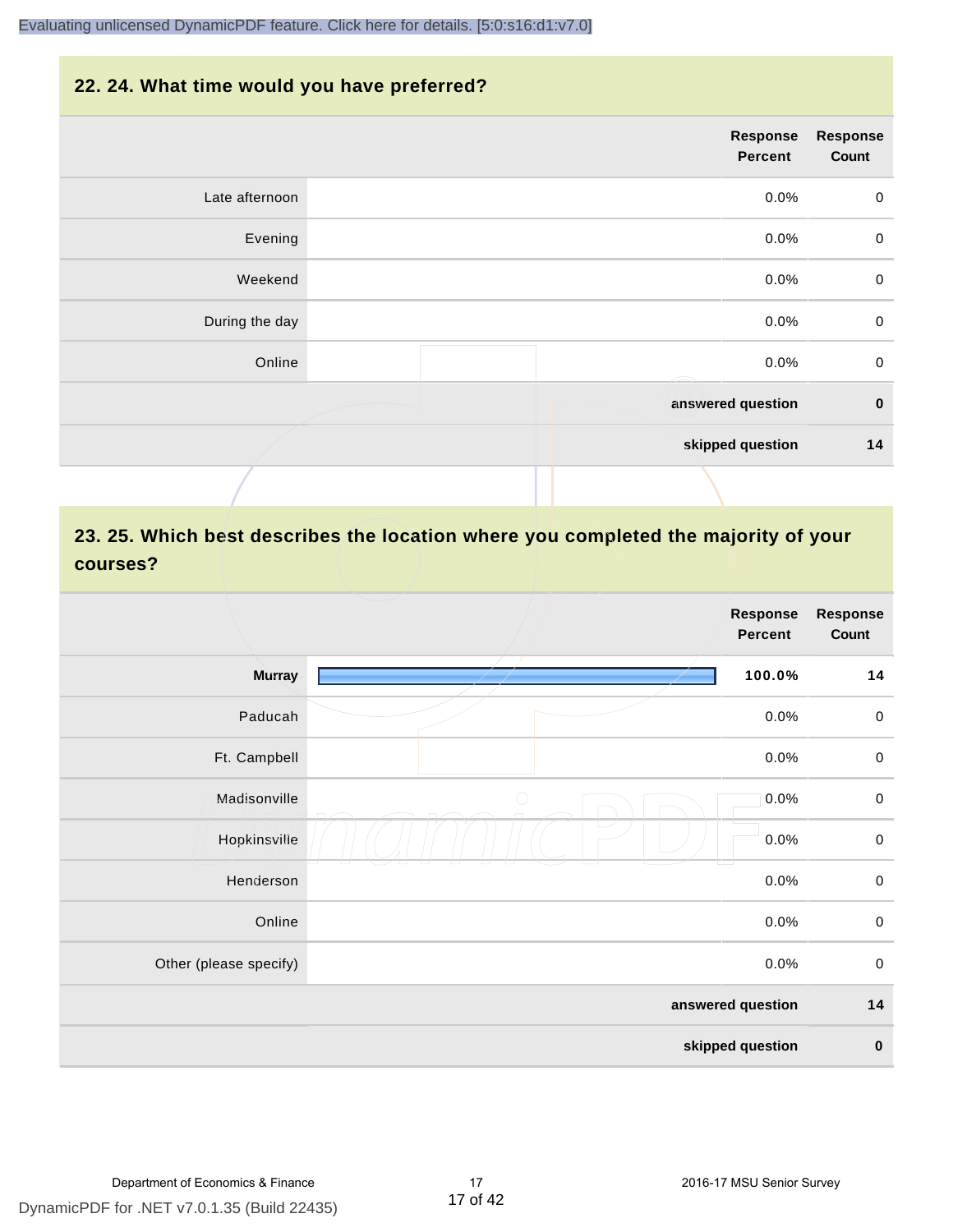## 22. 24. What time would you have preferred?

| | Response Percent | Response Count |
|---|---|---|
| Late afternoon | 0.0% | 0 |
| Evening | 0.0% | 0 |
| Weekend | 0.0% | 0 |
| During the day | 0.0% | 0 |
| Online | 0.0% | 0 |
| | answered question | 0 |
| | skipped question | 14 |

## 23. 25. Which best describes the location where you completed the majority of your courses?

| | Response Percent | Response Count |
|---|---|---|
| **Murray** | **100.0%** | **14** |
| Paducah | 0.0% | 0 |
| Ft. Campbell | 0.0% | 0 |
| Madisonville | 0.0% | 0 |
| Hopkinsville | 0.0% | 0 |
| Henderson | 0.0% | 0 |
| Online | 0.0% | 0 |
| Other (please specify) | 0.0% | 0 |
| | answered question | 14 |
| | skipped question | 0 |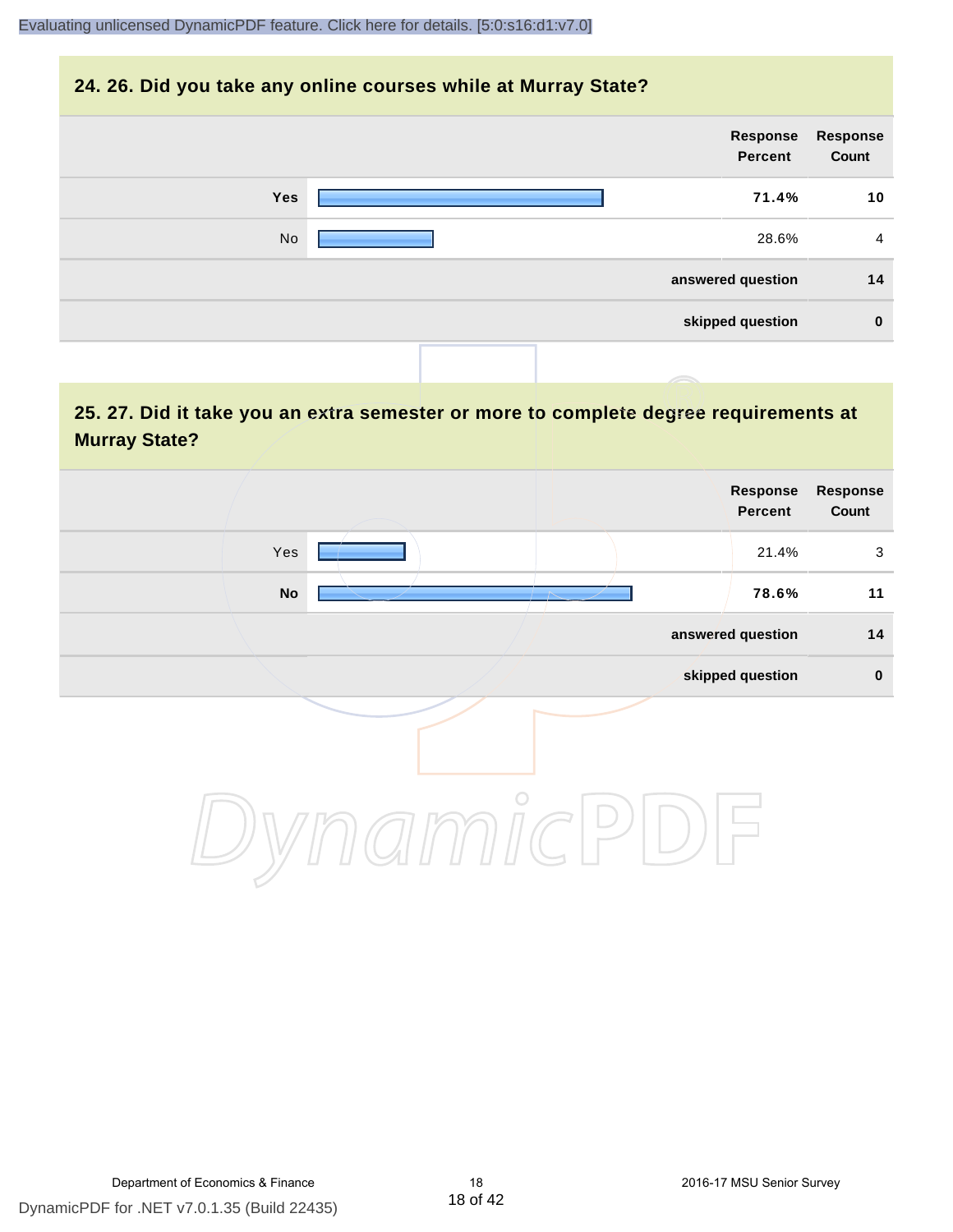## 24. 26. Did you take any online courses while at Murray State?

| | Response Percent | Response Count |
|---|---|---|
| **Yes** | **71.4%** | **10** |
| No | 28.6% | 4 |
| **answered question** | | **14** |
| **skipped question** | | **0** |

## 25. 27. Did it take you an extra semester or more to complete degree requirements at Murray State?

| | Response Percent | Response Count |
|---|---|---|
| Yes | 21.4% | 3 |
| **No** | **78.6%** | **11** |
| **answered question** | | **14** |
| **skipped question** | | **0** |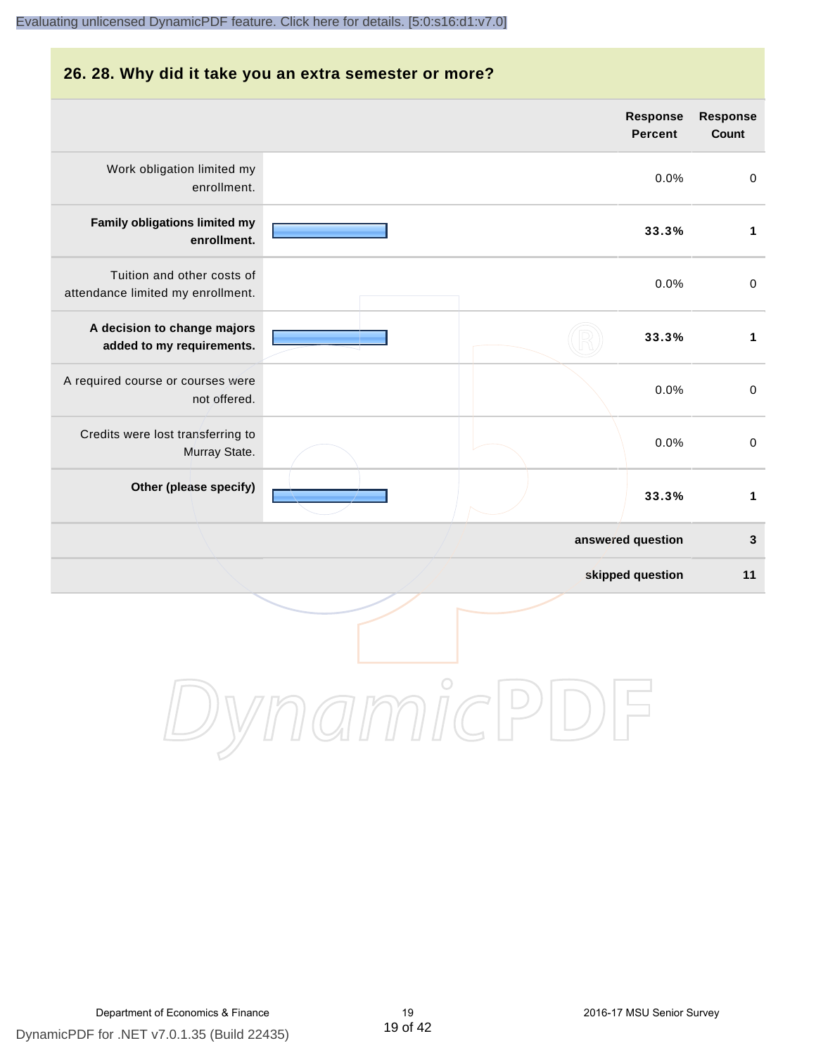## 26. 28. Why did it take you an extra semester or more?

| | Response Percent | Response Count |
|---|---|---|
| Work obligation limited my enrollment. | 0.0% | 0 |
| **Family obligations limited my enrollment.** | **33.3%** | **1** |
| Tuition and other costs of attendance limited my enrollment. | 0.0% | 0 |
| **A decision to change majors added to my requirements.** | **33.3%** | **1** |
| A required course or courses were not offered. | 0.0% | 0 |
| Credits were lost transferring to Murray State. | 0.0% | 0 |
| **Other (please specify)** | **33.3%** | **1** |
| | **answered question** | **3** |
| | **skipped question** | **11** |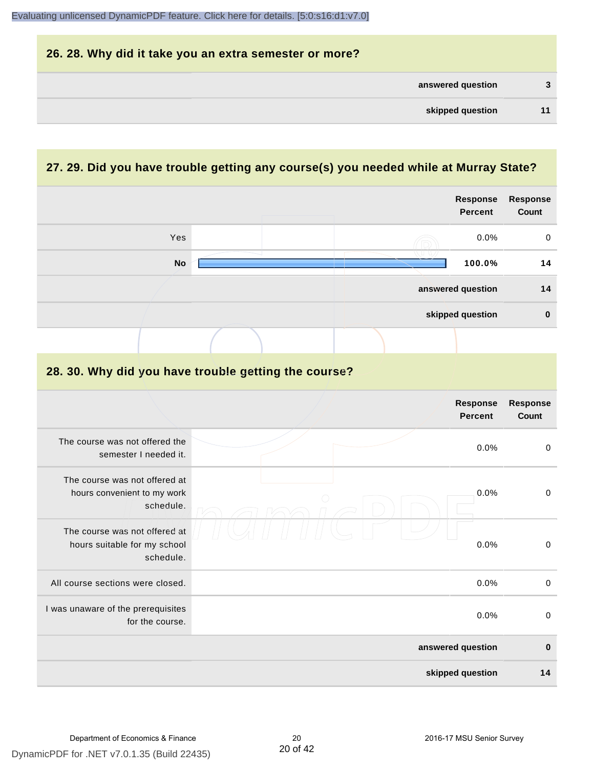## 26. 28. Why did it take you an extra semester or more?

| | |
|---|---|
| answered question | 3 |
| skipped question | 11 |

## 27. 29. Did you have trouble getting any course(s) you needed while at Murray State?

| | Response Percent | Response Count |
|---|---|---|
| Yes | 0.0% | 0 |
| **No** | **100.0%** | **14** |
| **answered question** | | **14** |
| **skipped question** | | **0** |

## 28. 30. Why did you have trouble getting the course?

| | Response Percent | Response Count |
|---|---|---|
| The course was not offered the semester I needed it. | 0.0% | 0 |
| The course was not offered at hours convenient to my work schedule. | 0.0% | 0 |
| The course was not offered at hours suitable for my school schedule. | 0.0% | 0 |
| All course sections were closed. | 0.0% | 0 |
| I was unaware of the prerequisites for the course. | 0.0% | 0 |
| **answered question** | | **0** |
| **skipped question** | | **14** |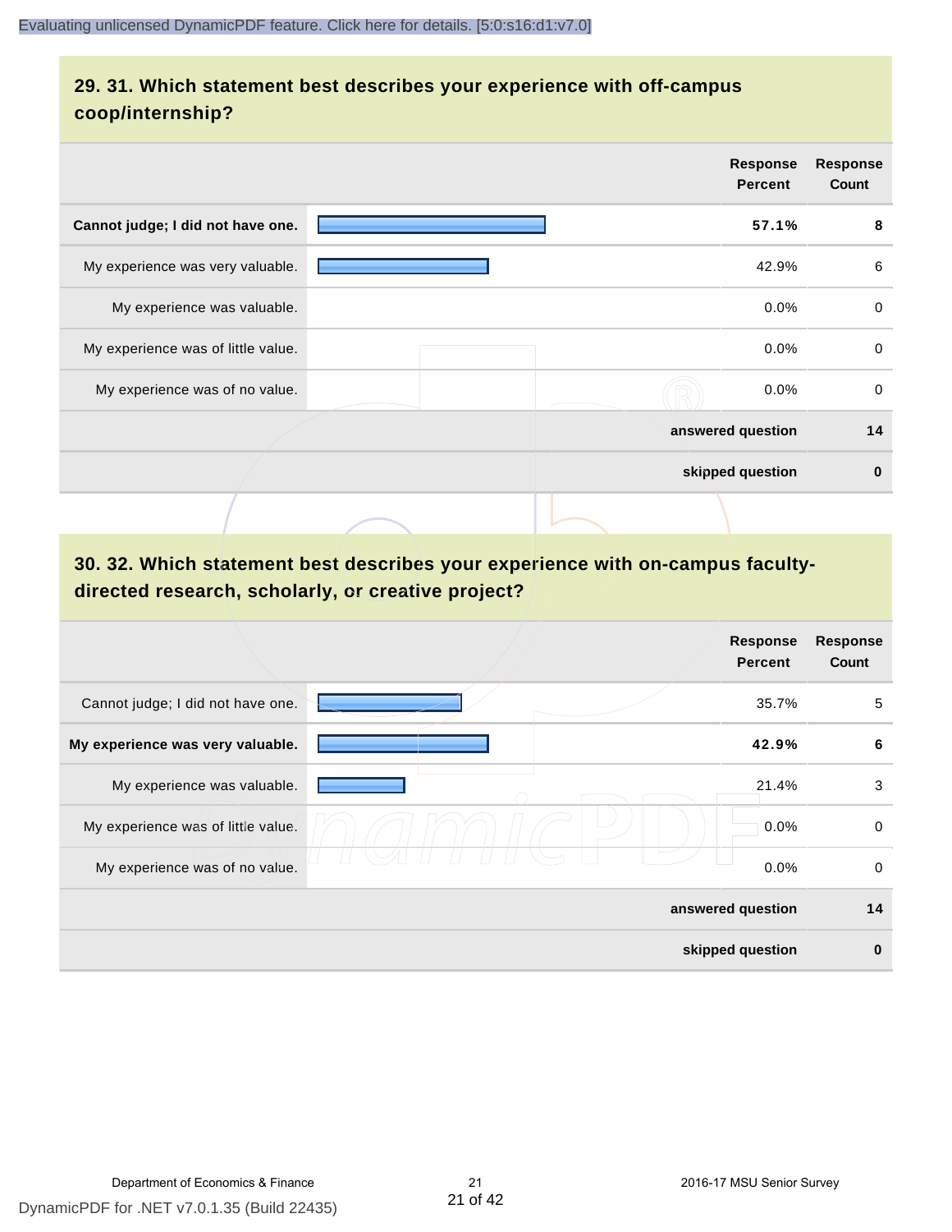## 29. 31. Which statement best describes your experience with off-campus coop/internship?

| | Response Percent | Response Count |
|---|---|---|
| **Cannot judge; I did not have one.** | **57.1%** | **8** |
| My experience was very valuable. | 42.9% | 6 |
| My experience was valuable. | 0.0% | 0 |
| My experience was of little value. | 0.0% | 0 |
| My experience was of no value. | 0.0% | 0 |
| **answered question** | | **14** |
| **skipped question** | | **0** |

## 30. 32. Which statement best describes your experience with on-campus faculty-directed research, scholarly, or creative project?

| | Response Percent | Response Count |
|---|---|---|
| Cannot judge; I did not have one. | 35.7% | 5 |
| **My experience was very valuable.** | **42.9%** | **6** |
| My experience was valuable. | 21.4% | 3 |
| My experience was of little value. | 0.0% | 0 |
| My experience was of no value. | 0.0% | 0 |
| **answered question** | | **14** |
| **skipped question** | | **0** |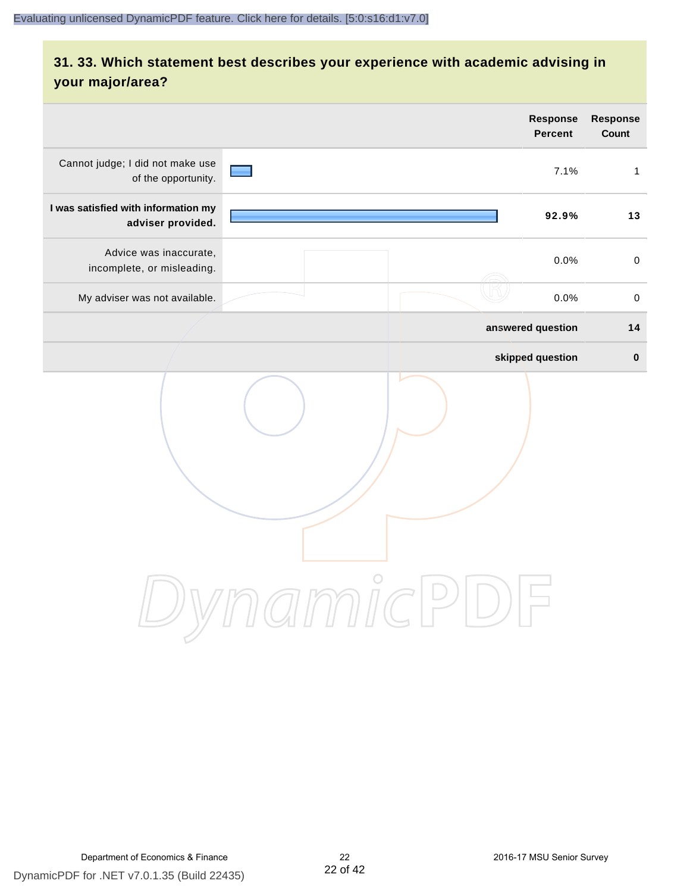## 31. 33. Which statement best describes your experience with academic advising in your major/area?

| | Response Percent | Response Count |
|---|---|---|
| Cannot judge; I did not make use of the opportunity. | 7.1% | 1 |
| **I was satisfied with information my adviser provided.** | **92.9%** | **13** |
| Advice was inaccurate, incomplete, or misleading. | 0.0% | 0 |
| My adviser was not available. | 0.0% | 0 |
| | **answered question** | **14** |
| | **skipped question** | **0** |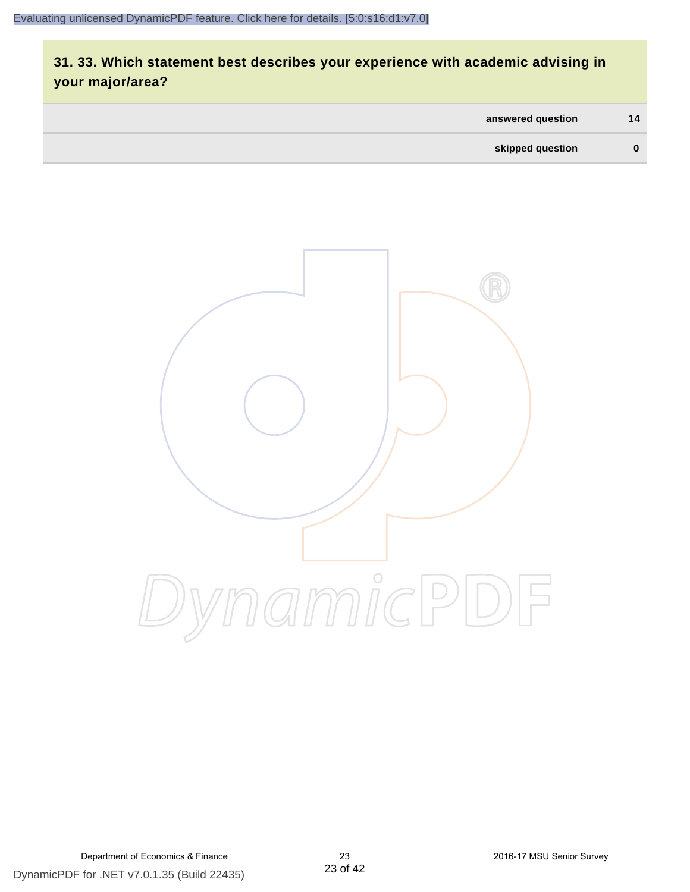### 31. 33. Which statement best describes your experience with academic advising in your major/area?

| | |
|---|---|
| answered question | 14 |
| skipped question | 0 |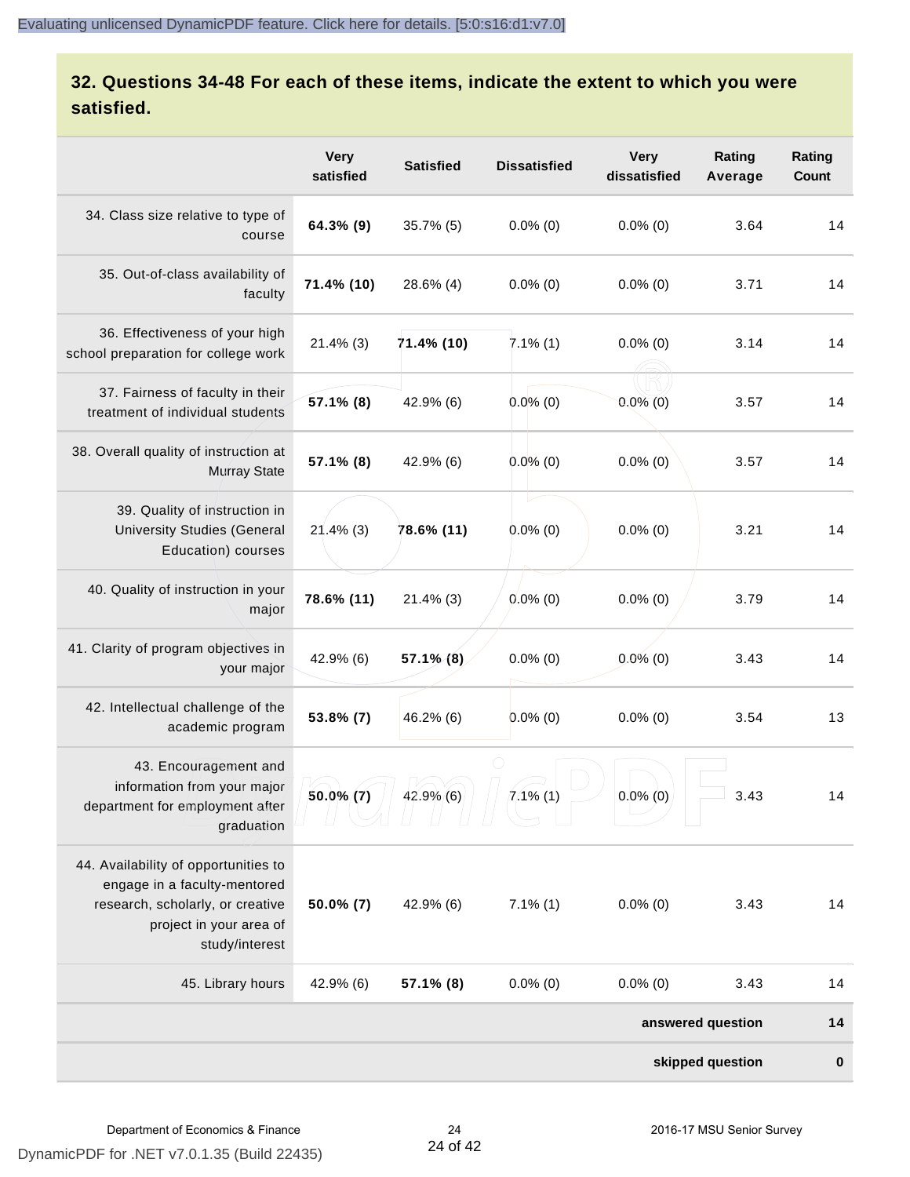## 32. Questions 34-48 For each of these items, indicate the extent to which you were satisfied.

| | Very satisfied | Satisfied | Dissatisfied | Very dissatisfied | Rating Average | Rating Count |
|---|---|---|---|---|---|---|
| 34. Class size relative to type of course | **64.3% (9)** | 35.7% (5) | 0.0% (0) | 0.0% (0) | 3.64 | 14 |
| 35. Out-of-class availability of faculty | **71.4% (10)** | 28.6% (4) | 0.0% (0) | 0.0% (0) | 3.71 | 14 |
| 36. Effectiveness of your high school preparation for college work | 21.4% (3) | **71.4% (10)** | 7.1% (1) | 0.0% (0) | 3.14 | 14 |
| 37. Fairness of faculty in their treatment of individual students | **57.1% (8)** | 42.9% (6) | 0.0% (0) | 0.0% (0) | 3.57 | 14 |
| 38. Overall quality of instruction at Murray State | **57.1% (8)** | 42.9% (6) | 0.0% (0) | 0.0% (0) | 3.57 | 14 |
| 39. Quality of instruction in University Studies (General Education) courses | 21.4% (3) | **78.6% (11)** | 0.0% (0) | 0.0% (0) | 3.21 | 14 |
| 40. Quality of instruction in your major | **78.6% (11)** | 21.4% (3) | 0.0% (0) | 0.0% (0) | 3.79 | 14 |
| 41. Clarity of program objectives in your major | 42.9% (6) | **57.1% (8)** | 0.0% (0) | 0.0% (0) | 3.43 | 14 |
| 42. Intellectual challenge of the academic program | **53.8% (7)** | 46.2% (6) | 0.0% (0) | 0.0% (0) | 3.54 | 13 |
| 43. Encouragement and information from your major department for employment after graduation | **50.0% (7)** | 42.9% (6) | 7.1% (1) | 0.0% (0) | 3.43 | 14 |
| 44. Availability of opportunities to engage in a faculty-mentored research, scholarly, or creative project in your area of study/interest | **50.0% (7)** | 42.9% (6) | 7.1% (1) | 0.0% (0) | 3.43 | 14 |
| 45. Library hours | 42.9% (6) | **57.1% (8)** | 0.0% (0) | 0.0% (0) | 3.43 | 14 |
| | | | | | **answered question** | **14** |
| | | | | | **skipped question** | **0** |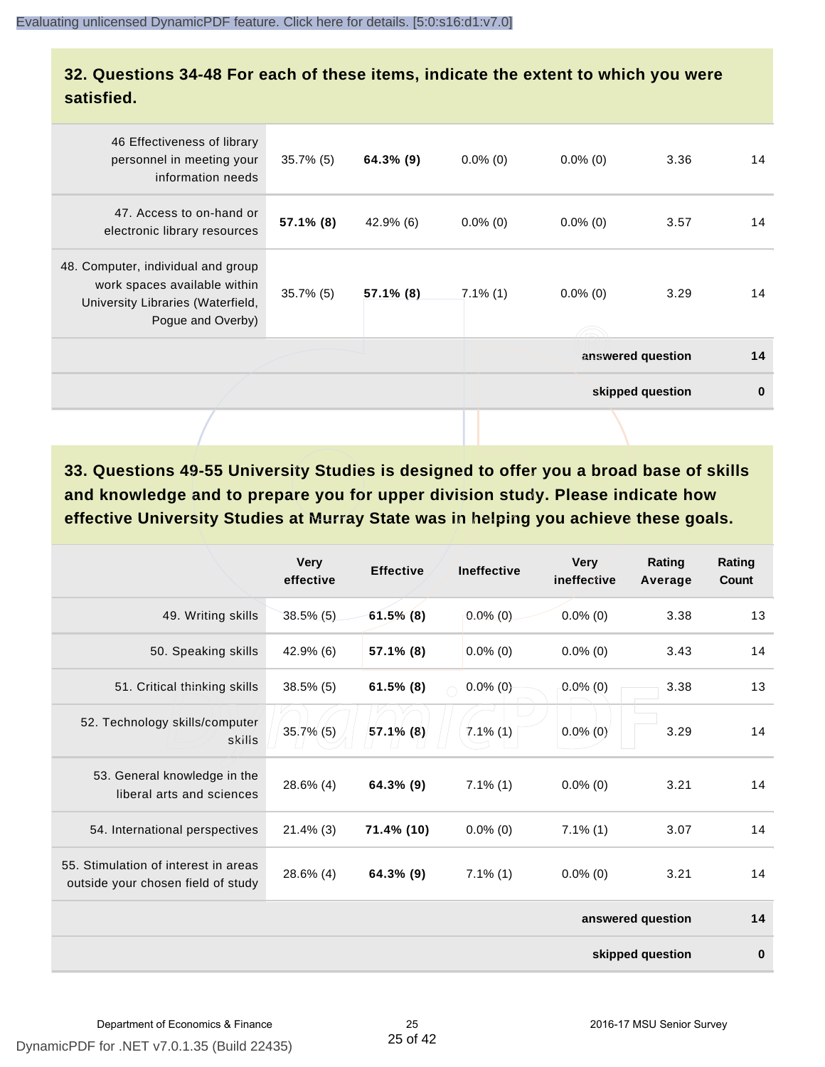## 32. Questions 34-48 For each of these items, indicate the extent to which you were satisfied.

| | | | | | | |
|---|---|---|---|---|---|---|
| 46 Effectiveness of library personnel in meeting your information needs | 35.7% (5) | **64.3% (9)** | 0.0% (0) | 0.0% (0) | 3.36 | 14 |
| 47. Access to on-hand or electronic library resources | **57.1% (8)** | 42.9% (6) | 0.0% (0) | 0.0% (0) | 3.57 | 14 |
| 48. Computer, individual and group work spaces available within University Libraries (Waterfield, Pogue and Overby) | 35.7% (5) | **57.1% (8)** | 7.1% (1) | 0.0% (0) | 3.29 | 14 |
| | | | | | **answered question** | **14** |
| | | | | | **skipped question** | **0** |

## 33. Questions 49-55 University Studies is designed to offer you a broad base of skills and knowledge and to prepare you for upper division study. Please indicate how effective University Studies at Murray State was in helping you achieve these goals.

| | Very effective | Effective | Ineffective | Very ineffective | Rating Average | Rating Count |
|---|---|---|---|---|---|---|
| 49. Writing skills | 38.5% (5) | **61.5% (8)** | 0.0% (0) | 0.0% (0) | 3.38 | 13 |
| 50. Speaking skills | 42.9% (6) | **57.1% (8)** | 0.0% (0) | 0.0% (0) | 3.43 | 14 |
| 51. Critical thinking skills | 38.5% (5) | **61.5% (8)** | 0.0% (0) | 0.0% (0) | 3.38 | 13 |
| 52. Technology skills/computer skills | 35.7% (5) | **57.1% (8)** | 7.1% (1) | 0.0% (0) | 3.29 | 14 |
| 53. General knowledge in the liberal arts and sciences | 28.6% (4) | **64.3% (9)** | 7.1% (1) | 0.0% (0) | 3.21 | 14 |
| 54. International perspectives | 21.4% (3) | **71.4% (10)** | 0.0% (0) | 7.1% (1) | 3.07 | 14 |
| 55. Stimulation of interest in areas outside your chosen field of study | 28.6% (4) | **64.3% (9)** | 7.1% (1) | 0.0% (0) | 3.21 | 14 |
| | | | | | **answered question** | **14** |
| | | | | | **skipped question** | **0** |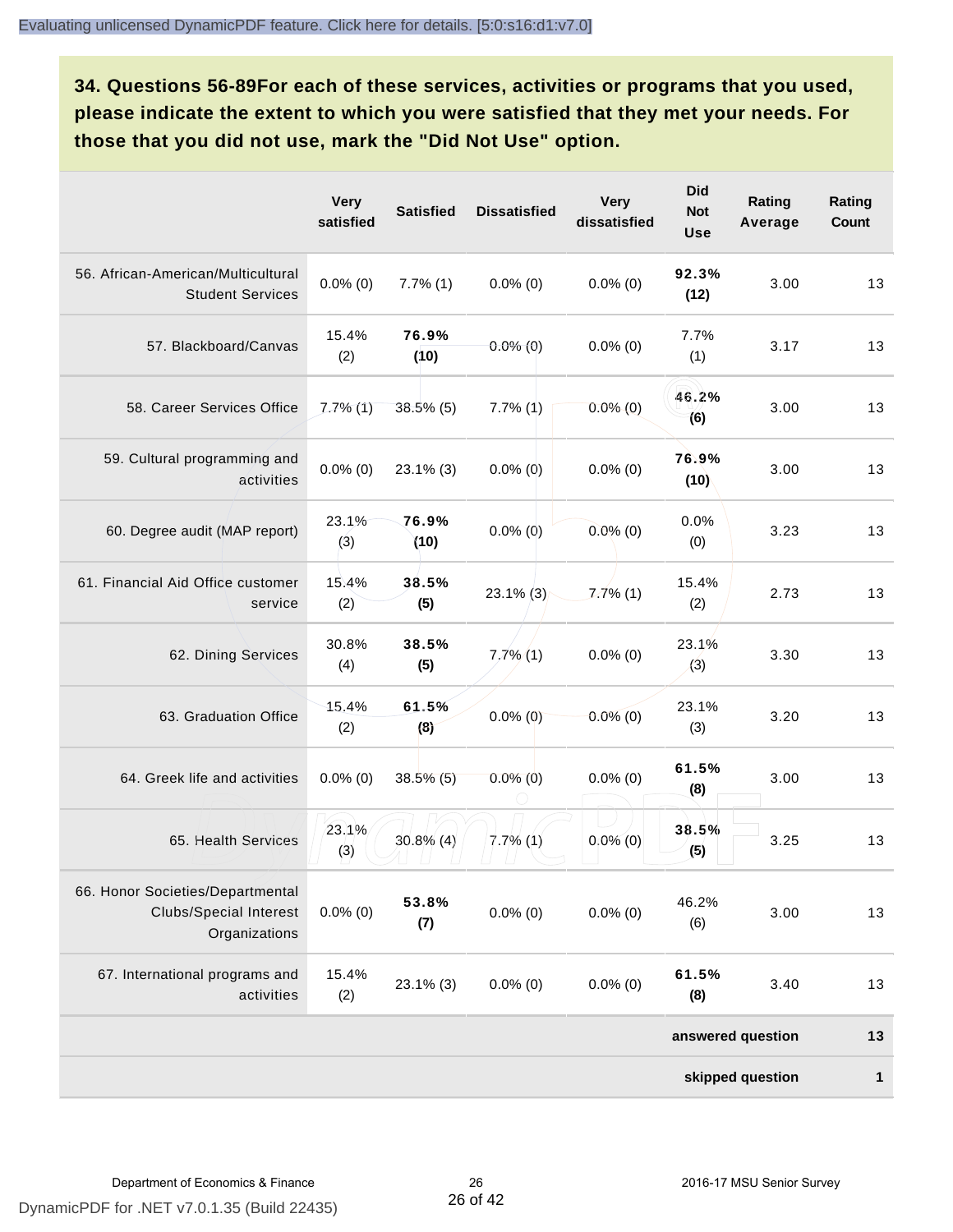Evaluating unlicensed DynamicPDF feature. Click here for details. [5:0:s16:d1:v7.0]

## 34. Questions 56-89For each of these services, activities or programs that you used, please indicate the extent to which you were satisfied that they met your needs. For those that you did not use, mark the "Did Not Use" option.

| | Very satisfied | Satisfied | Dissatisfied | Very dissatisfied | Did Not Use | Rating Average | Rating Count |
|---|---|---|---|---|---|---|---|
| 56. African-American/Multicultural Student Services | 0.0% (0) | 7.7% (1) | 0.0% (0) | 0.0% (0) | **92.3% (12)** | 3.00 | 13 |
| 57. Blackboard/Canvas | 15.4% (2) | **76.9% (10)** | 0.0% (0) | 0.0% (0) | 7.7% (1) | 3.17 | 13 |
| 58. Career Services Office | 7.7% (1) | 38.5% (5) | 7.7% (1) | 0.0% (0) | **46.2% (6)** | 3.00 | 13 |
| 59. Cultural programming and activities | 0.0% (0) | 23.1% (3) | 0.0% (0) | 0.0% (0) | **76.9% (10)** | 3.00 | 13 |
| 60. Degree audit (MAP report) | 23.1% (3) | **76.9% (10)** | 0.0% (0) | 0.0% (0) | 0.0% (0) | 3.23 | 13 |
| 61. Financial Aid Office customer service | 15.4% (2) | **38.5% (5)** | 23.1% (3) | 7.7% (1) | 15.4% (2) | 2.73 | 13 |
| 62. Dining Services | 30.8% (4) | **38.5% (5)** | 7.7% (1) | 0.0% (0) | 23.1% (3) | 3.30 | 13 |
| 63. Graduation Office | 15.4% (2) | **61.5% (8)** | 0.0% (0) | 0.0% (0) | 23.1% (3) | 3.20 | 13 |
| 64. Greek life and activities | 0.0% (0) | 38.5% (5) | 0.0% (0) | 0.0% (0) | **61.5% (8)** | 3.00 | 13 |
| 65. Health Services | 23.1% (3) | 30.8% (4) | 7.7% (1) | 0.0% (0) | **38.5% (5)** | 3.25 | 13 |
| 66. Honor Societies/Departmental Clubs/Special Interest Organizations | 0.0% (0) | **53.8% (7)** | 0.0% (0) | 0.0% (0) | 46.2% (6) | 3.00 | 13 |
| 67. International programs and activities | 15.4% (2) | 23.1% (3) | 0.0% (0) | 0.0% (0) | **61.5% (8)** | 3.40 | 13 |
| | | | | | | **answered question** | **13** |
| | | | | | | **skipped question** | **1** |

DynamicPDF for .NET v7.0.1.35 (Build 22435)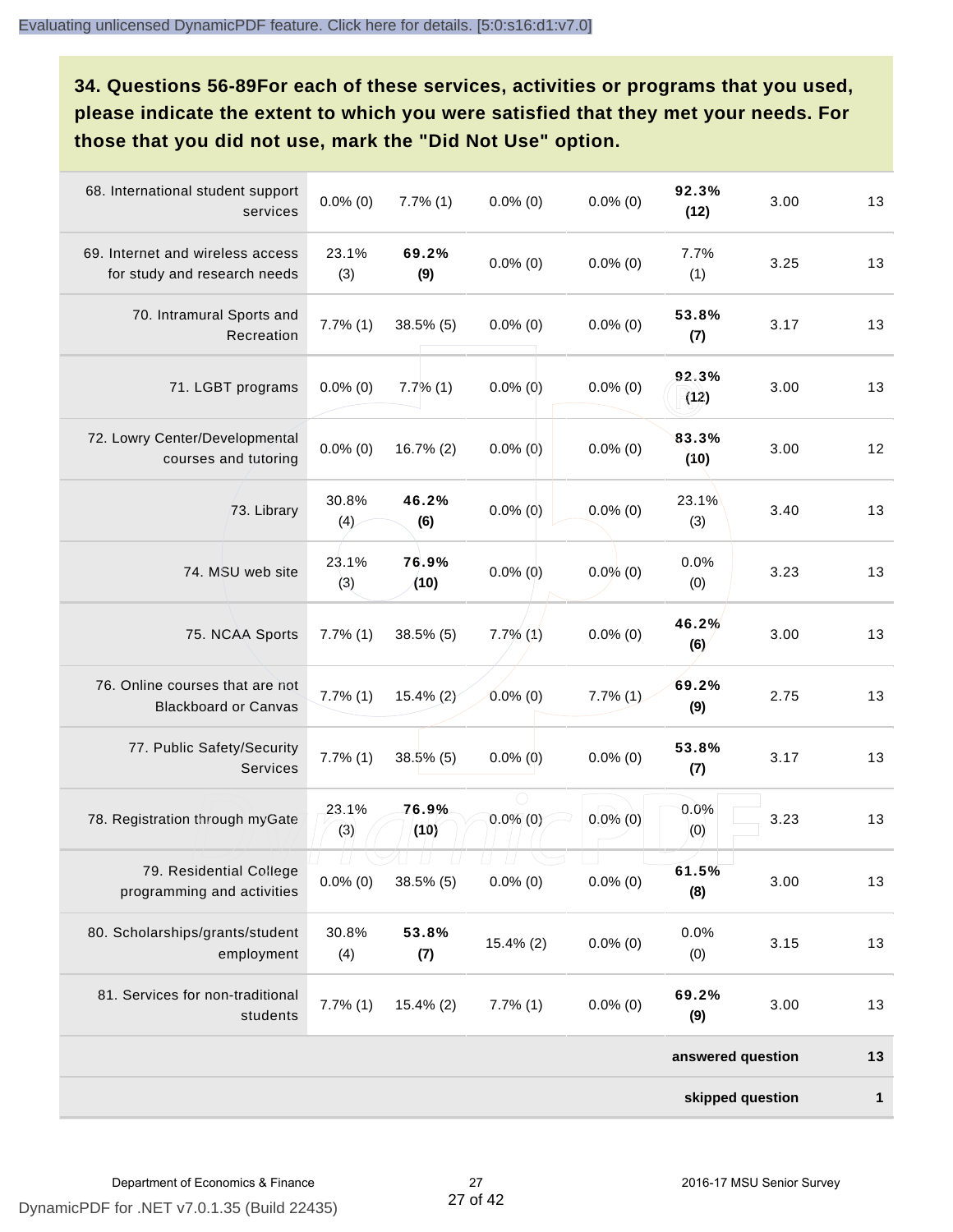**34. Questions 56-89For each of these services, activities or programs that you used, please indicate the extent to which you were satisfied that they met your needs. For those that you did not use, mark the "Did Not Use" option.**

| | | | | | | | |
|---|---|---|---|---|---|---|---|
| 68. International student support services | 0.0% (0) | 7.7% (1) | 0.0% (0) | 0.0% (0) | **92.3% (12)** | 3.00 | 13 |
| 69. Internet and wireless access for study and research needs | 23.1% (3) | **69.2% (9)** | 0.0% (0) | 0.0% (0) | 7.7% (1) | 3.25 | 13 |
| 70. Intramural Sports and Recreation | 7.7% (1) | 38.5% (5) | 0.0% (0) | 0.0% (0) | **53.8% (7)** | 3.17 | 13 |
| 71. LGBT programs | 0.0% (0) | 7.7% (1) | 0.0% (0) | 0.0% (0) | **92.3% (12)** | 3.00 | 13 |
| 72. Lowry Center/Developmental courses and tutoring | 0.0% (0) | 16.7% (2) | 0.0% (0) | 0.0% (0) | **83.3% (10)** | 3.00 | 12 |
| 73. Library | 30.8% (4) | **46.2% (6)** | 0.0% (0) | 0.0% (0) | 23.1% (3) | 3.40 | 13 |
| 74. MSU web site | 23.1% (3) | **76.9% (10)** | 0.0% (0) | 0.0% (0) | 0.0% (0) | 3.23 | 13 |
| 75. NCAA Sports | 7.7% (1) | 38.5% (5) | 7.7% (1) | 0.0% (0) | **46.2% (6)** | 3.00 | 13 |
| 76. Online courses that are not Blackboard or Canvas | 7.7% (1) | 15.4% (2) | 0.0% (0) | 7.7% (1) | **69.2% (9)** | 2.75 | 13 |
| 77. Public Safety/Security Services | 7.7% (1) | 38.5% (5) | 0.0% (0) | 0.0% (0) | **53.8% (7)** | 3.17 | 13 |
| 78. Registration through myGate | 23.1% (3) | **76.9% (10)** | 0.0% (0) | 0.0% (0) | 0.0% (0) | 3.23 | 13 |
| 79. Residential College programming and activities | 0.0% (0) | 38.5% (5) | 0.0% (0) | 0.0% (0) | **61.5% (8)** | 3.00 | 13 |
| 80. Scholarships/grants/student employment | 30.8% (4) | **53.8% (7)** | 15.4% (2) | 0.0% (0) | 0.0% (0) | 3.15 | 13 |
| 81. Services for non-traditional students | 7.7% (1) | 15.4% (2) | 7.7% (1) | 0.0% (0) | **69.2% (9)** | 3.00 | 13 |
| | | | | | | **answered question** | **13** |
| | | | | | | **skipped question** | **1** |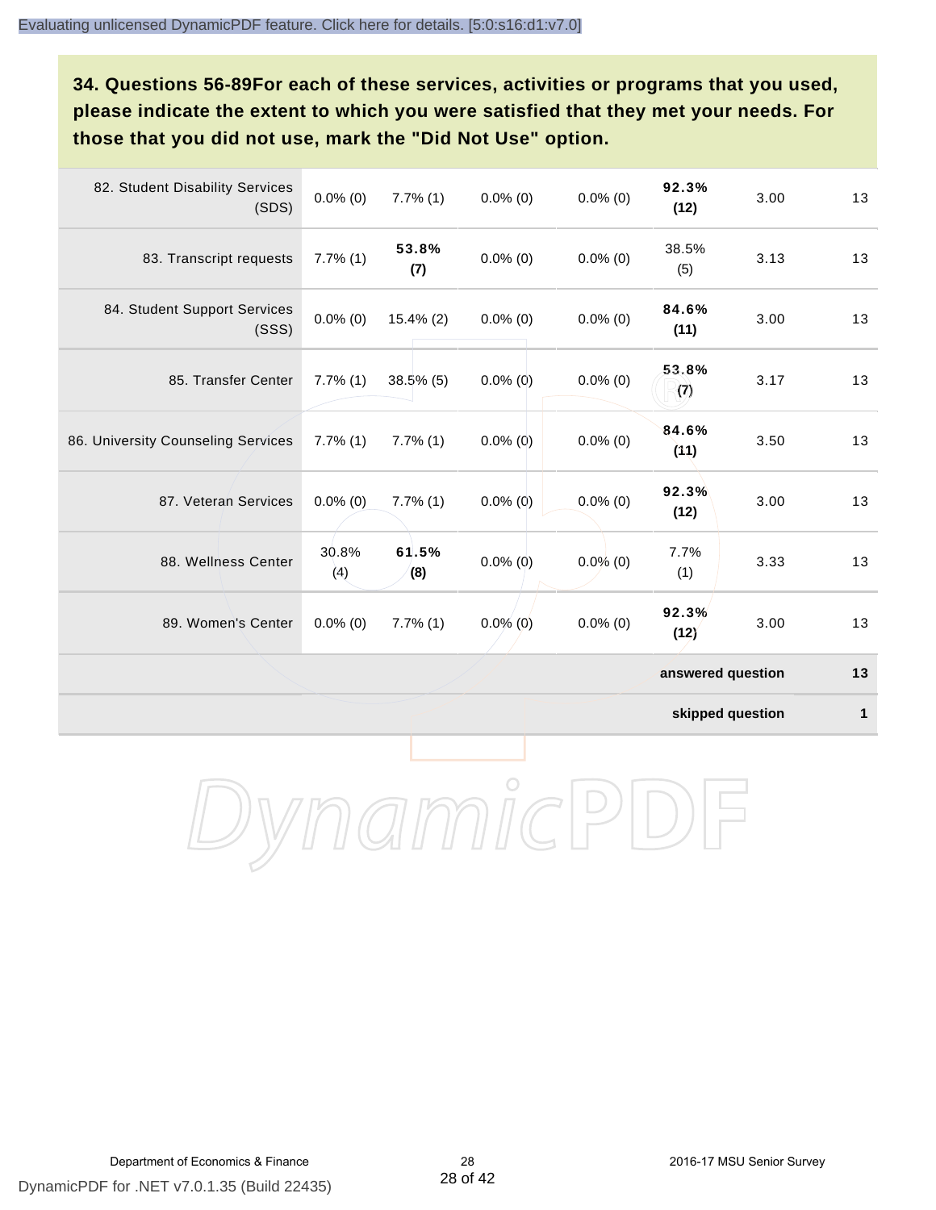**34. Questions 56-89For each of these services, activities or programs that you used, please indicate the extent to which you were satisfied that they met your needs. For those that you did not use, mark the "Did Not Use" option.**

| | | | | | | | |
|---|---|---|---|---|---|---|---|
| 82. Student Disability Services (SDS) | 0.0% (0) | 7.7% (1) | 0.0% (0) | 0.0% (0) | **92.3% (12)** | 3.00 | 13 |
| 83. Transcript requests | 7.7% (1) | **53.8% (7)** | 0.0% (0) | 0.0% (0) | 38.5% (5) | 3.13 | 13 |
| 84. Student Support Services (SSS) | 0.0% (0) | 15.4% (2) | 0.0% (0) | 0.0% (0) | **84.6% (11)** | 3.00 | 13 |
| 85. Transfer Center | 7.7% (1) | 38.5% (5) | 0.0% (0) | 0.0% (0) | **53.8% (7)** | 3.17 | 13 |
| 86. University Counseling Services | 7.7% (1) | 7.7% (1) | 0.0% (0) | 0.0% (0) | **84.6% (11)** | 3.50 | 13 |
| 87. Veteran Services | 0.0% (0) | 7.7% (1) | 0.0% (0) | 0.0% (0) | **92.3% (12)** | 3.00 | 13 |
| 88. Wellness Center | 30.8% (4) | **61.5% (8)** | 0.0% (0) | 0.0% (0) | 7.7% (1) | 3.33 | 13 |
| 89. Women's Center | 0.0% (0) | 7.7% (1) | 0.0% (0) | 0.0% (0) | **92.3% (12)** | 3.00 | 13 |
| | | | | | | **answered question** | **13** |
| | | | | | | **skipped question** | **1** |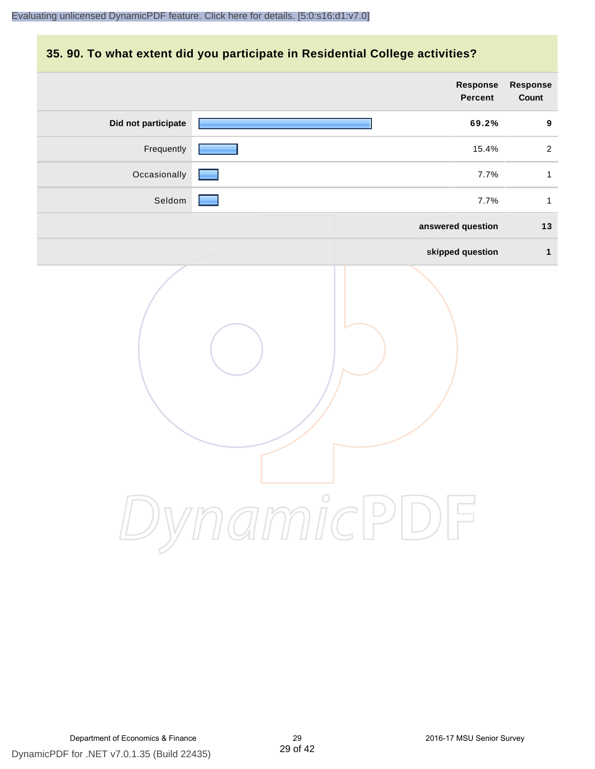## 35. 90. To what extent did you participate in Residential College activities?

| | Response Percent | Response Count |
|---|---|---|
| **Did not participate** | **69.2%** | **9** |
| Frequently | 15.4% | 2 |
| Occasionally | 7.7% | 1 |
| Seldom | 7.7% | 1 |
| | **answered question** | **13** |
| | **skipped question** | **1** |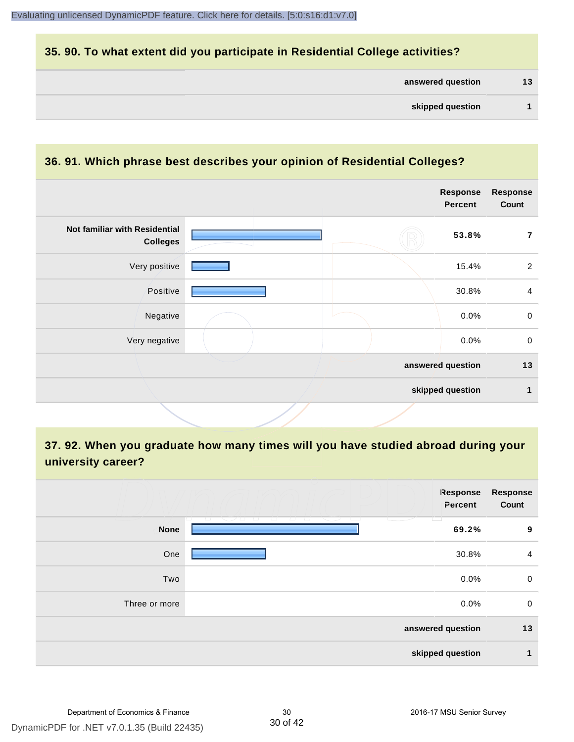## 35. 90. To what extent did you participate in Residential College activities?

| | |
|---|---|
| answered question | 13 |
| skipped question | 1 |

## 36. 91. Which phrase best describes your opinion of Residential Colleges?

| | Response Percent | Response Count |
|---|---|---|
| **Not familiar with Residential Colleges** | **53.8%** | **7** |
| Very positive | 15.4% | 2 |
| Positive | 30.8% | 4 |
| Negative | 0.0% | 0 |
| Very negative | 0.0% | 0 |
| answered question | | 13 |
| skipped question | | 1 |

## 37. 92. When you graduate how many times will you have studied abroad during your university career?

| | Response Percent | Response Count |
|---|---|---|
| **None** | **69.2%** | **9** |
| One | 30.8% | 4 |
| Two | 0.0% | 0 |
| Three or more | 0.0% | 0 |
| answered question | | 13 |
| skipped question | | 1 |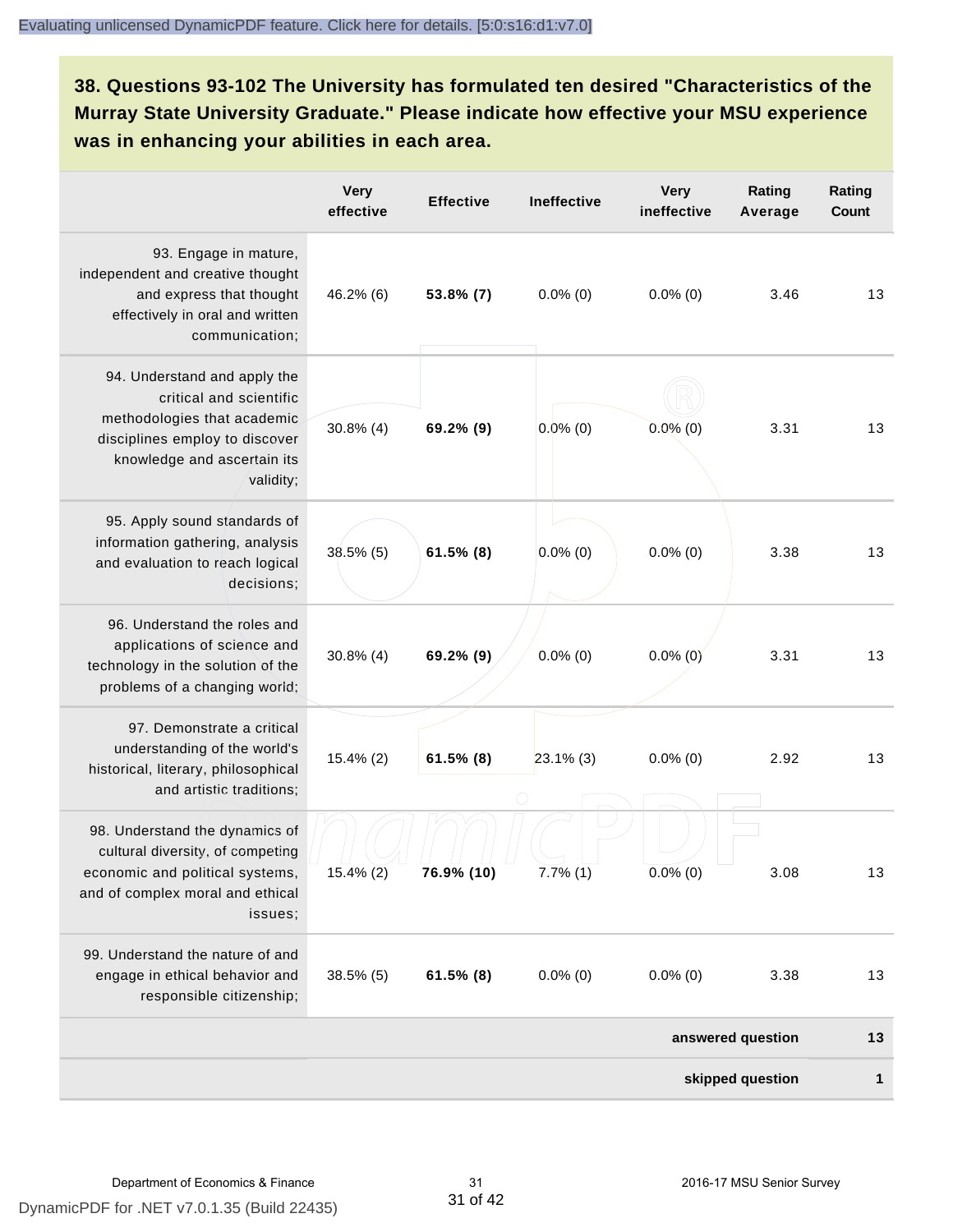### 38. Questions 93-102 The University has formulated ten desired "Characteristics of the Murray State University Graduate." Please indicate how effective your MSU experience was in enhancing your abilities in each area.

| | Very effective | Effective | Ineffective | Very ineffective | Rating Average | Rating Count |
|---|---|---|---|---|---|---|
| 93. Engage in mature, independent and creative thought and express that thought effectively in oral and written communication; | 46.2% (6) | **53.8% (7)** | 0.0% (0) | 0.0% (0) | 3.46 | 13 |
| 94. Understand and apply the critical and scientific methodologies that academic disciplines employ to discover knowledge and ascertain its validity; | 30.8% (4) | **69.2% (9)** | 0.0% (0) | 0.0% (0) | 3.31 | 13 |
| 95. Apply sound standards of information gathering, analysis and evaluation to reach logical decisions; | 38.5% (5) | **61.5% (8)** | 0.0% (0) | 0.0% (0) | 3.38 | 13 |
| 96. Understand the roles and applications of science and technology in the solution of the problems of a changing world; | 30.8% (4) | **69.2% (9)** | 0.0% (0) | 0.0% (0) | 3.31 | 13 |
| 97. Demonstrate a critical understanding of the world's historical, literary, philosophical and artistic traditions; | 15.4% (2) | **61.5% (8)** | 23.1% (3) | 0.0% (0) | 2.92 | 13 |
| 98. Understand the dynamics of cultural diversity, of competing economic and political systems, and of complex moral and ethical issues; | 15.4% (2) | **76.9% (10)** | 7.7% (1) | 0.0% (0) | 3.08 | 13 |
| 99. Understand the nature of and engage in ethical behavior and responsible citizenship; | 38.5% (5) | **61.5% (8)** | 0.0% (0) | 0.0% (0) | 3.38 | 13 |
| | | | | | **answered question** | **13** |
| | | | | | **skipped question** | **1** |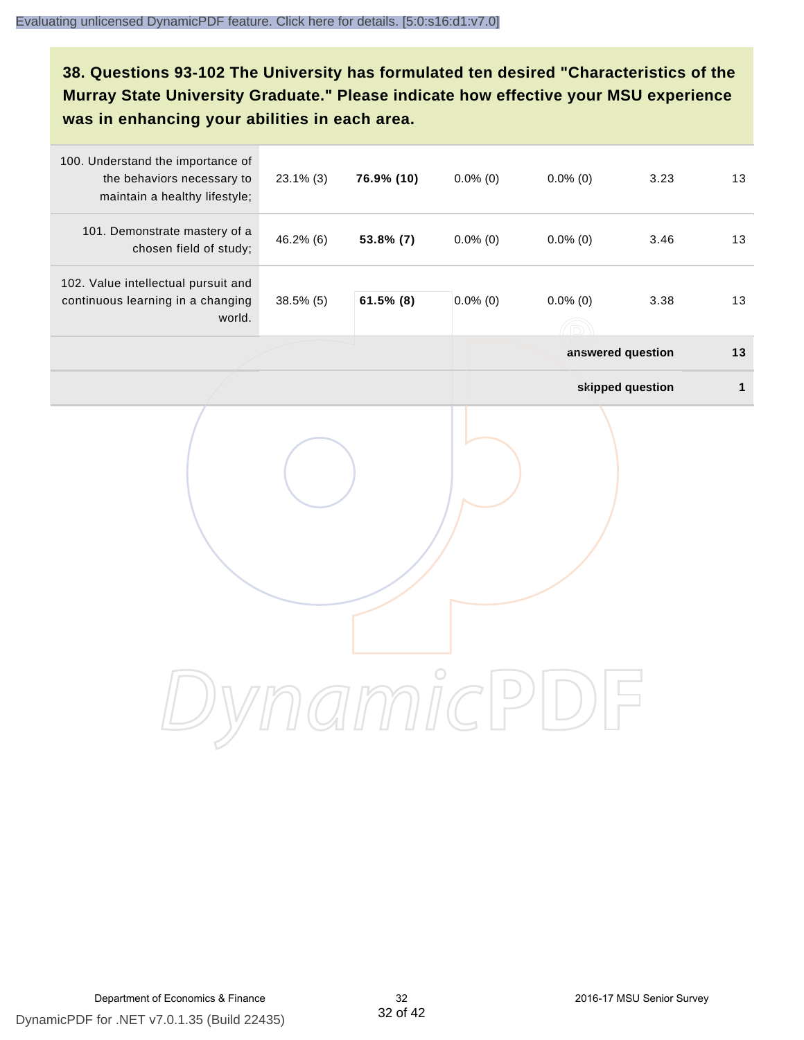### 38. Questions 93-102 The University has formulated ten desired "Characteristics of the Murray State University Graduate." Please indicate how effective your MSU experience was in enhancing your abilities in each area.

| | | | | | | |
|---|---|---|---|---|---|---|
| 100. Understand the importance of the behaviors necessary to maintain a healthy lifestyle; | 23.1% (3) | **76.9% (10)** | 0.0% (0) | 0.0% (0) | 3.23 | 13 |
| 101. Demonstrate mastery of a chosen field of study; | 46.2% (6) | **53.8% (7)** | 0.0% (0) | 0.0% (0) | 3.46 | 13 |
| 102. Value intellectual pursuit and continuous learning in a changing world. | 38.5% (5) | **61.5% (8)** | 0.0% (0) | 0.0% (0) | 3.38 | 13 |
| | | | | | **answered question** | **13** |
| | | | | | **skipped question** | **1** |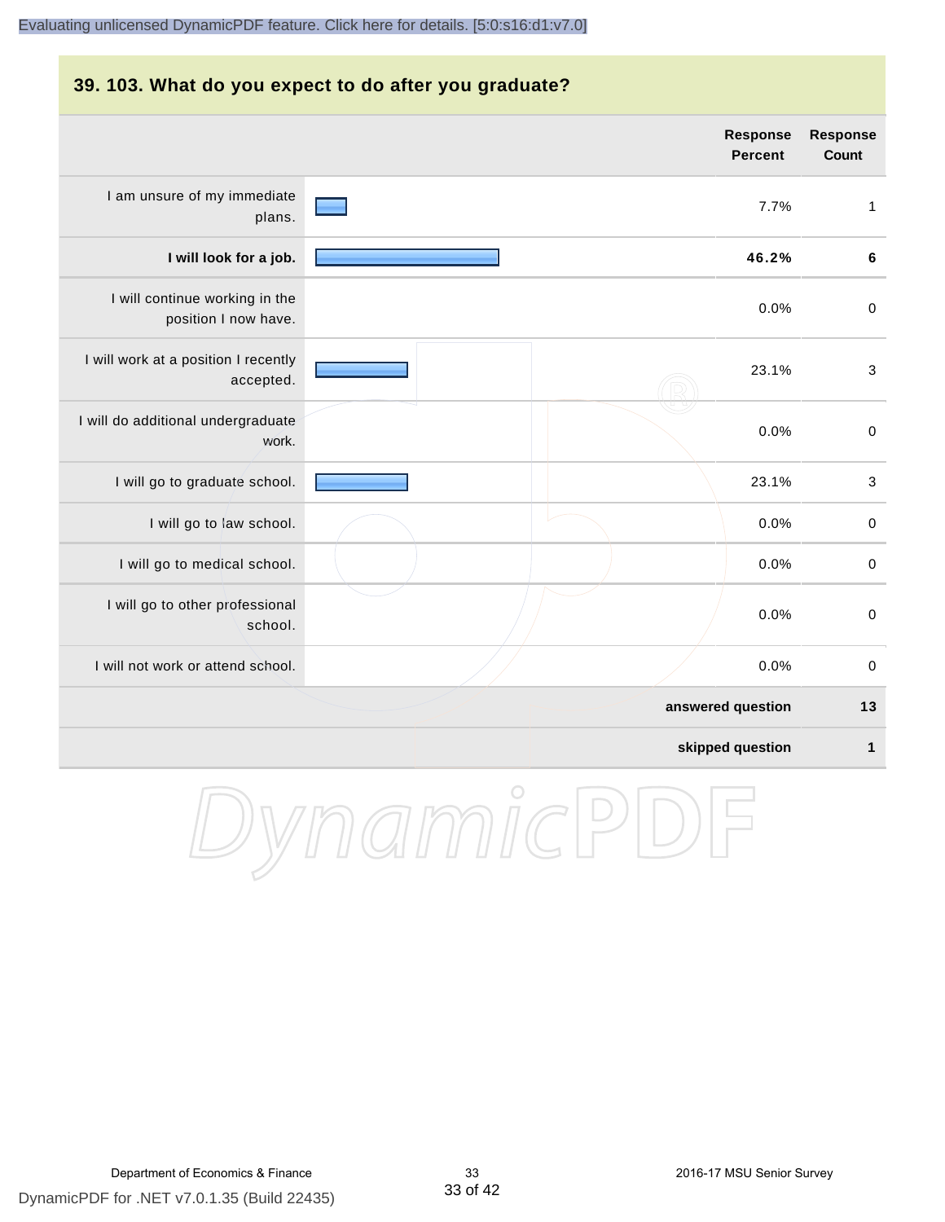## 39. 103. What do you expect to do after you graduate?

| | Response Percent | Response Count |
|---|---|---|
| I am unsure of my immediate plans. | 7.7% | 1 |
| **I will look for a job.** | **46.2%** | **6** |
| I will continue working in the position I now have. | 0.0% | 0 |
| I will work at a position I recently accepted. | 23.1% | 3 |
| I will do additional undergraduate work. | 0.0% | 0 |
| I will go to graduate school. | 23.1% | 3 |
| I will go to law school. | 0.0% | 0 |
| I will go to medical school. | 0.0% | 0 |
| I will go to other professional school. | 0.0% | 0 |
| I will not work or attend school. | 0.0% | 0 |
| | **answered question** | **13** |
| | **skipped question** | **1** |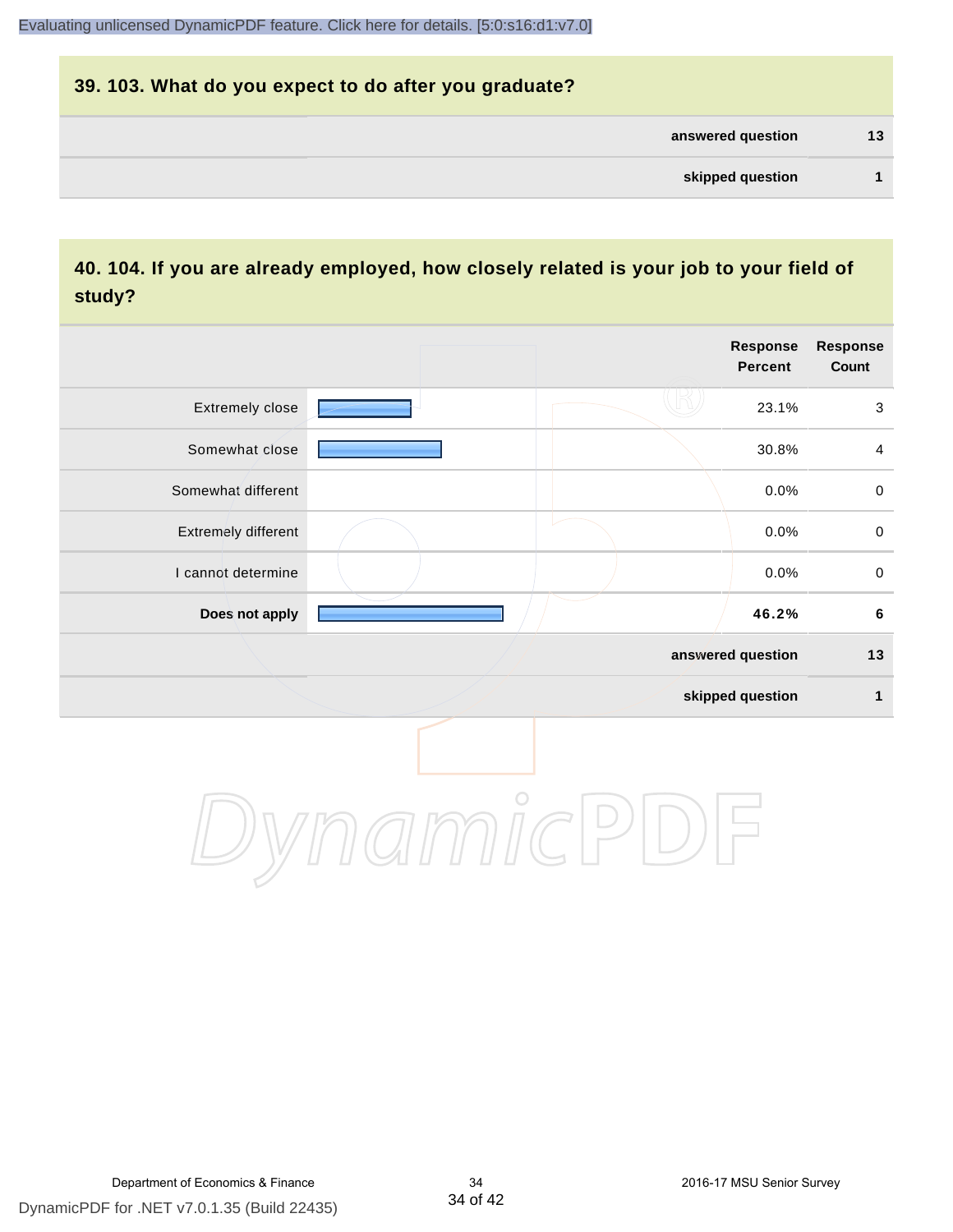## 39. 103. What do you expect to do after you graduate?

| | |
|---|---|
| answered question | 13 |
| skipped question | 1 |

## 40. 104. If you are already employed, how closely related is your job to your field of study?

| | Response Percent | Response Count |
|---|---|---|
| Extremely close | 23.1% | 3 |
| Somewhat close | 30.8% | 4 |
| Somewhat different | 0.0% | 0 |
| Extremely different | 0.0% | 0 |
| I cannot determine | 0.0% | 0 |
| **Does not apply** | **46.2%** | **6** |
| answered question | | 13 |
| skipped question | | 1 |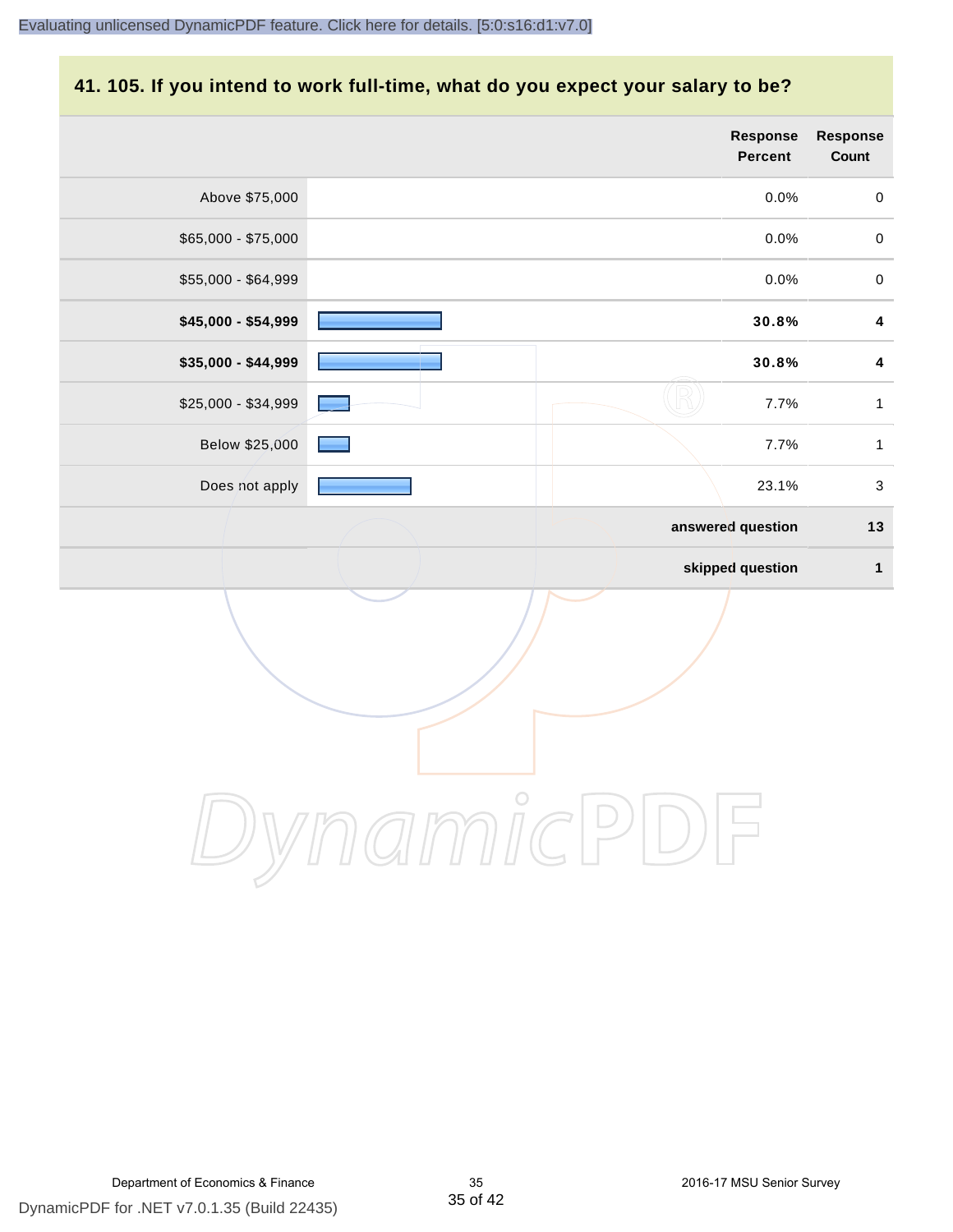## 41. 105. If you intend to work full-time, what do you expect your salary to be?

| | Response Percent | Response Count |
|---|---|---|
| Above $75,000 | 0.0% | 0 |
| $65,000 - $75,000 | 0.0% | 0 |
| $55,000 - $64,999 | 0.0% | 0 |
| **$45,000 - $54,999** | **30.8%** | **4** |
| **$35,000 - $44,999** | **30.8%** | **4** |
| $25,000 - $34,999 | 7.7% | 1 |
| Below $25,000 | 7.7% | 1 |
| Does not apply | 23.1% | 3 |
| | **answered question** | **13** |
| | **skipped question** | **1** |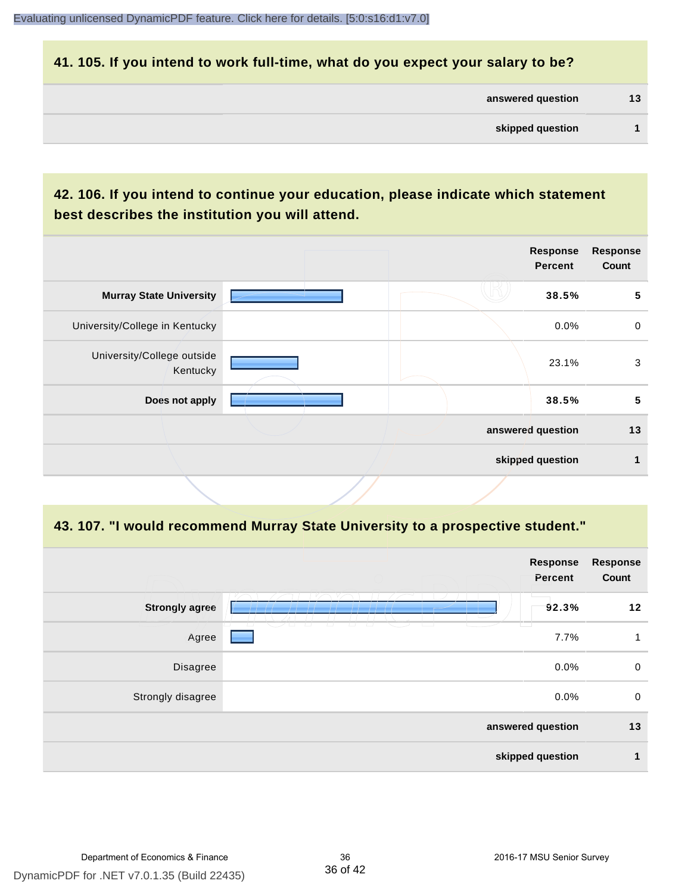## 41. 105. If you intend to work full-time, what do you expect your salary to be?

| | |
|---|---|
| answered question | 13 |
| skipped question | 1 |

## 42. 106. If you intend to continue your education, please indicate which statement best describes the institution you will attend.

| | Response Percent | Response Count |
|---|---|---|
| **Murray State University** | **38.5%** | **5** |
| University/College in Kentucky | 0.0% | 0 |
| University/College outside Kentucky | 23.1% | 3 |
| **Does not apply** | **38.5%** | **5** |
| answered question | | 13 |
| skipped question | | 1 |

## 43. 107. "I would recommend Murray State University to a prospective student."

| | Response Percent | Response Count |
|---|---|---|
| **Strongly agree** | **92.3%** | **12** |
| Agree | 7.7% | 1 |
| Disagree | 0.0% | 0 |
| Strongly disagree | 0.0% | 0 |
| answered question | | 13 |
| skipped question | | 1 |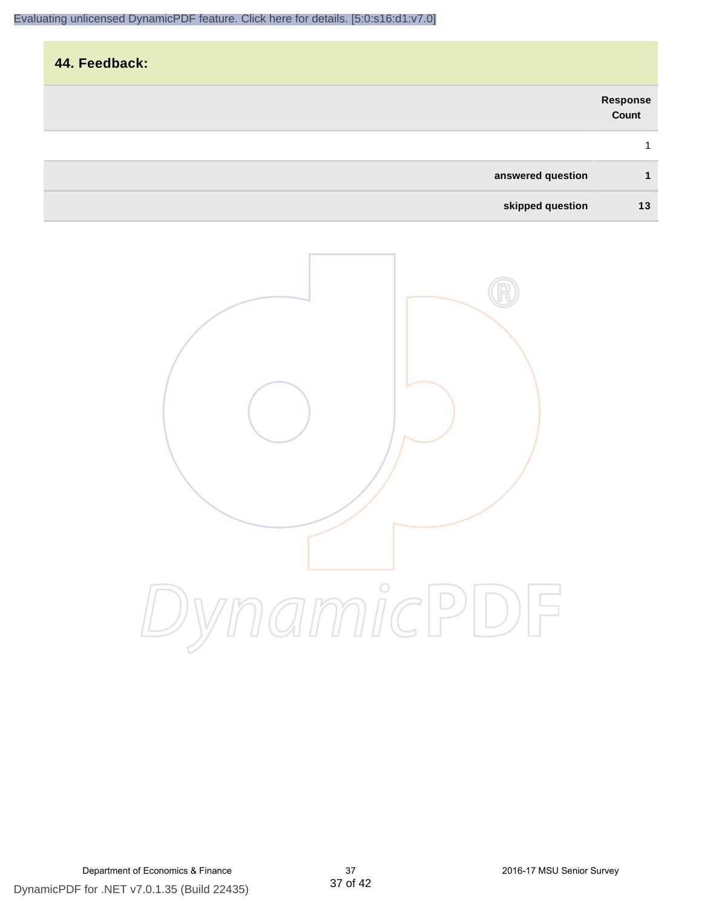## 44. Feedback:

| | Response Count |
|---|---|
| | 1 |
| **answered question** | **1** |
| **skipped question** | **13** |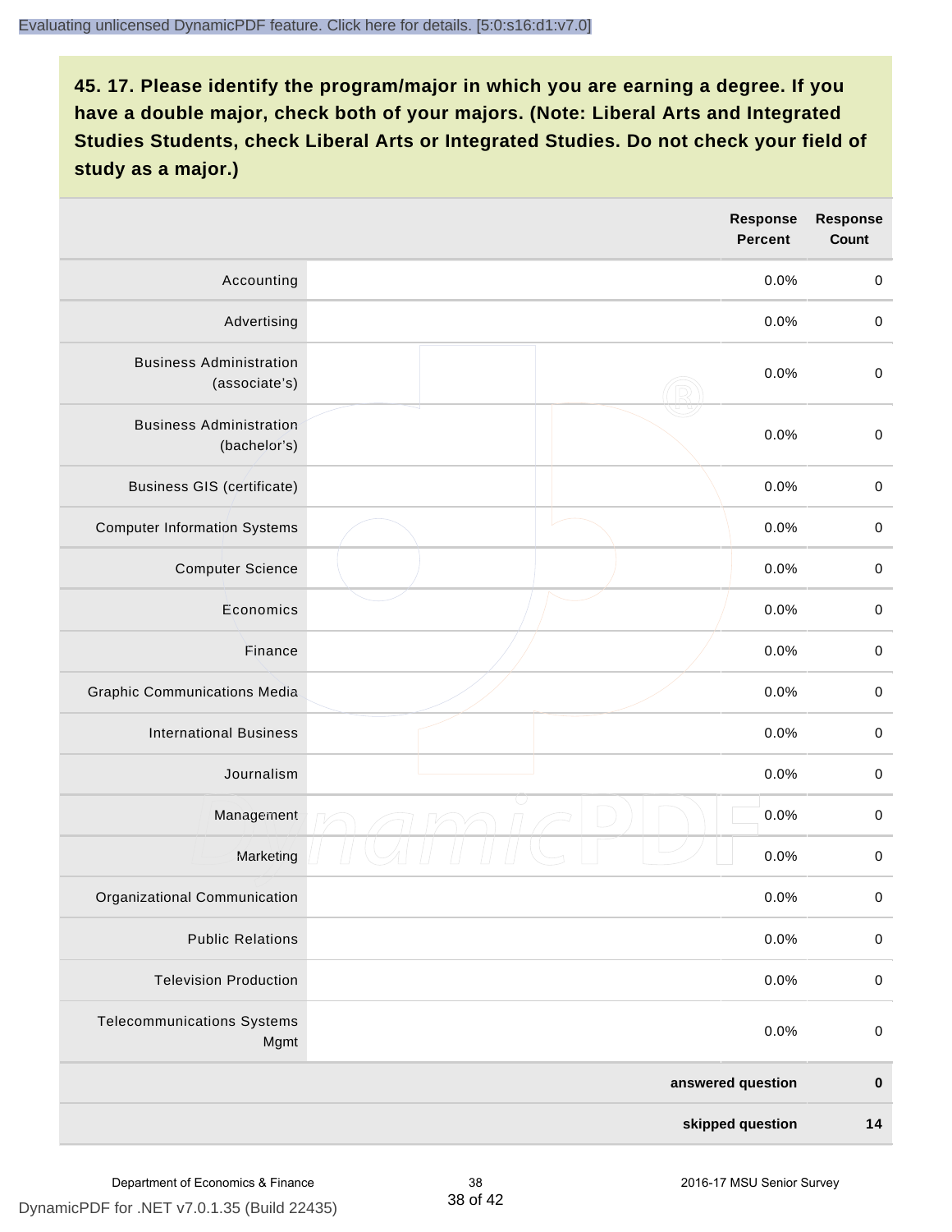**45. 17. Please identify the program/major in which you are earning a degree. If you have a double major, check both of your majors. (Note: Liberal Arts and Integrated Studies Students, check Liberal Arts or Integrated Studies. Do not check your field of study as a major.)**

| | Response Percent | Response Count |
|---|---|---|
| Accounting | 0.0% | 0 |
| Advertising | 0.0% | 0 |
| Business Administration (associate's) | 0.0% | 0 |
| Business Administration (bachelor's) | 0.0% | 0 |
| Business GIS (certificate) | 0.0% | 0 |
| Computer Information Systems | 0.0% | 0 |
| Computer Science | 0.0% | 0 |
| Economics | 0.0% | 0 |
| Finance | 0.0% | 0 |
| Graphic Communications Media | 0.0% | 0 |
| International Business | 0.0% | 0 |
| Journalism | 0.0% | 0 |
| Management | 0.0% | 0 |
| Marketing | 0.0% | 0 |
| Organizational Communication | 0.0% | 0 |
| Public Relations | 0.0% | 0 |
| Television Production | 0.0% | 0 |
| Telecommunications Systems Mgmt | 0.0% | 0 |
| | **answered question** | **0** |
| | **skipped question** | **14** |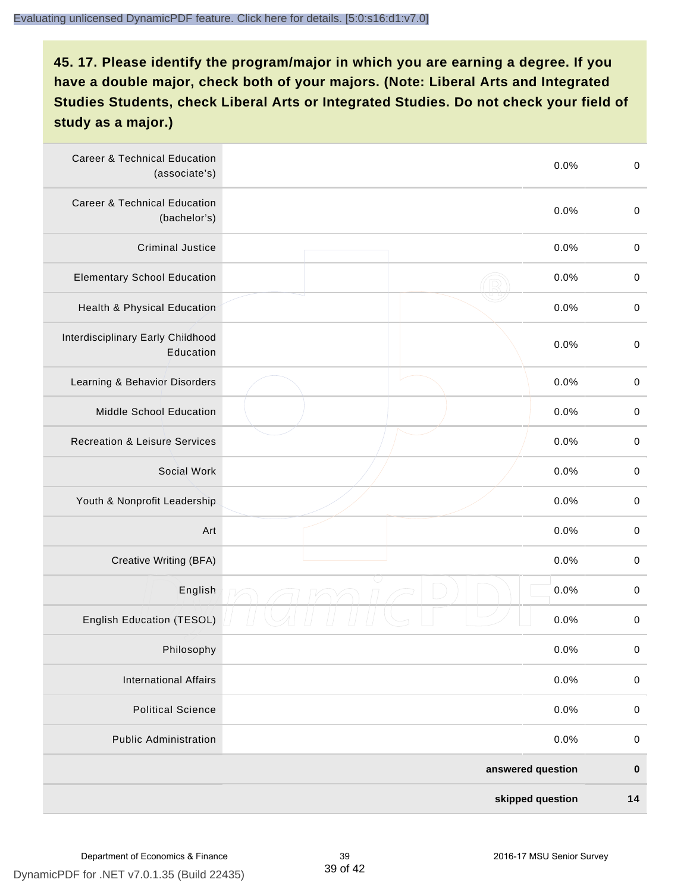## 45. 17. Please identify the program/major in which you are earning a degree. If you have a double major, check both of your majors. (Note: Liberal Arts and Integrated Studies Students, check Liberal Arts or Integrated Studies. Do not check your field of study as a major.)

| | | | |
|---|---|---|---|
| Career & Technical Education (associate's) | | 0.0% | 0 |
| Career & Technical Education (bachelor's) | | 0.0% | 0 |
| Criminal Justice | | 0.0% | 0 |
| Elementary School Education | | 0.0% | 0 |
| Health & Physical Education | | 0.0% | 0 |
| Interdisciplinary Early Childhood Education | | 0.0% | 0 |
| Learning & Behavior Disorders | | 0.0% | 0 |
| Middle School Education | | 0.0% | 0 |
| Recreation & Leisure Services | | 0.0% | 0 |
| Social Work | | 0.0% | 0 |
| Youth & Nonprofit Leadership | | 0.0% | 0 |
| Art | | 0.0% | 0 |
| Creative Writing (BFA) | | 0.0% | 0 |
| English | | 0.0% | 0 |
| English Education (TESOL) | | 0.0% | 0 |
| Philosophy | | 0.0% | 0 |
| International Affairs | | 0.0% | 0 |
| Political Science | | 0.0% | 0 |
| Public Administration | | 0.0% | 0 |
| | | **answered question** | **0** |
| | | **skipped question** | **14** |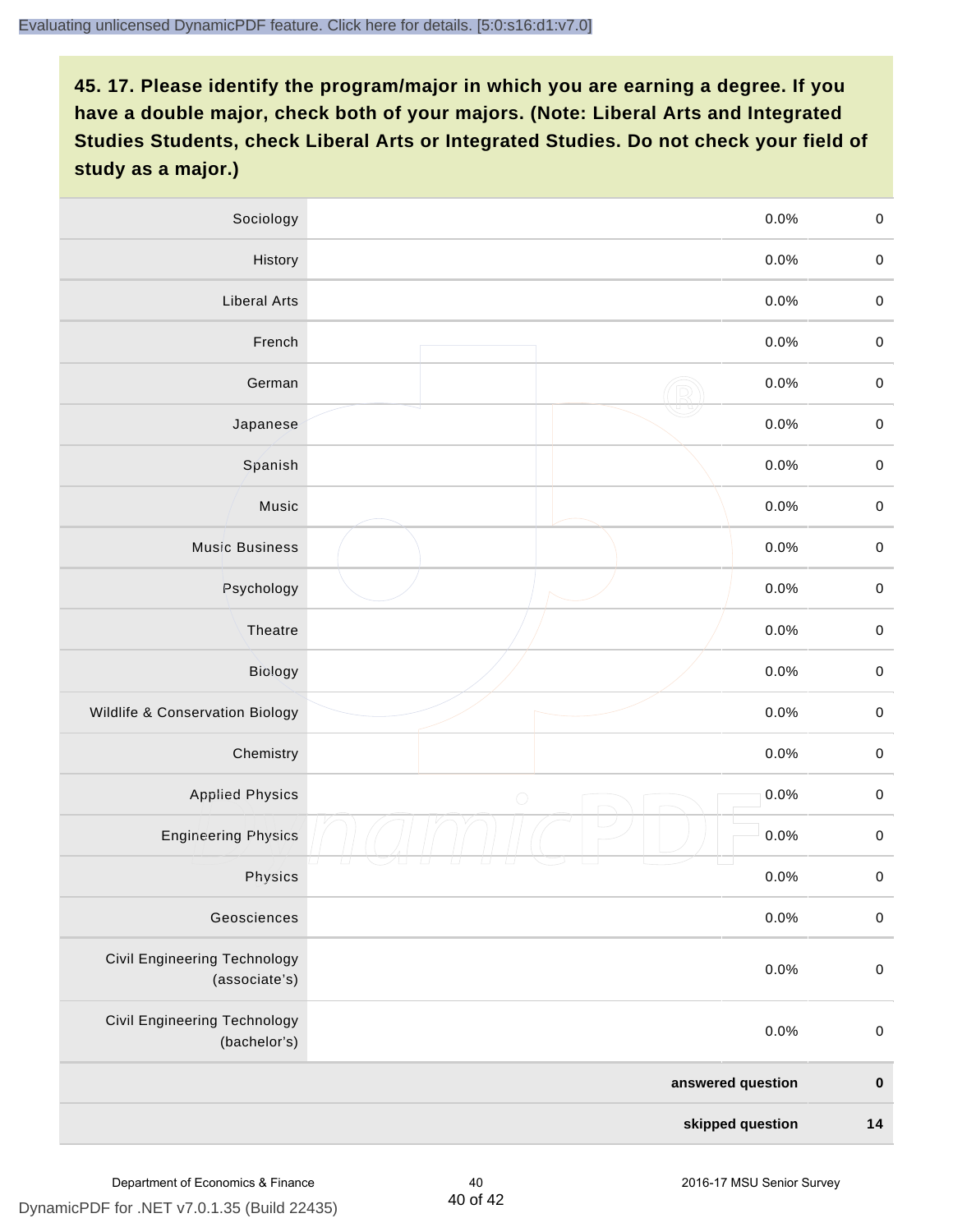**45. 17. Please identify the program/major in which you are earning a degree. If you have a double major, check both of your majors. (Note: Liberal Arts and Integrated Studies Students, check Liberal Arts or Integrated Studies. Do not check your field of study as a major.)**

| | | | |
|---|---|---|---|
| Sociology | | 0.0% | 0 |
| History | | 0.0% | 0 |
| Liberal Arts | | 0.0% | 0 |
| French | | 0.0% | 0 |
| German | | 0.0% | 0 |
| Japanese | | 0.0% | 0 |
| Spanish | | 0.0% | 0 |
| Music | | 0.0% | 0 |
| Music Business | | 0.0% | 0 |
| Psychology | | 0.0% | 0 |
| Theatre | | 0.0% | 0 |
| Biology | | 0.0% | 0 |
| Wildlife & Conservation Biology | | 0.0% | 0 |
| Chemistry | | 0.0% | 0 |
| Applied Physics | | 0.0% | 0 |
| Engineering Physics | | 0.0% | 0 |
| Physics | | 0.0% | 0 |
| Geosciences | | 0.0% | 0 |
| Civil Engineering Technology (associate's) | | 0.0% | 0 |
| Civil Engineering Technology (bachelor's) | | 0.0% | 0 |
| | | **answered question** | **0** |
| | | **skipped question** | **14** |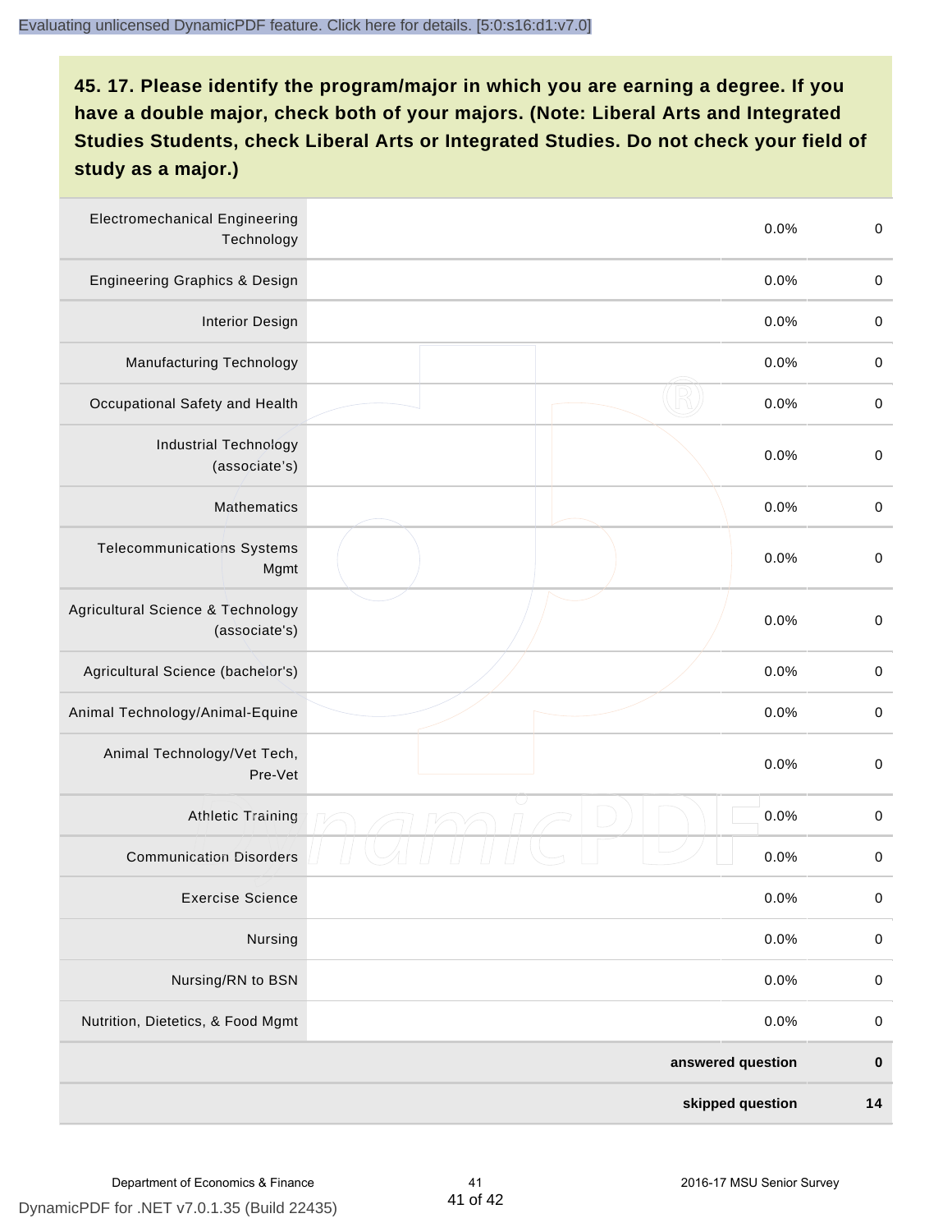## 45. 17. Please identify the program/major in which you are earning a degree. If you have a double major, check both of your majors. (Note: Liberal Arts and Integrated Studies Students, check Liberal Arts or Integrated Studies. Do not check your field of study as a major.)

| Program/Major | | Percent | Count |
|---|---|---|---|
| Electromechanical Engineering Technology | | 0.0% | 0 |
| Engineering Graphics & Design | | 0.0% | 0 |
| Interior Design | | 0.0% | 0 |
| Manufacturing Technology | | 0.0% | 0 |
| Occupational Safety and Health | | 0.0% | 0 |
| Industrial Technology (associate's) | | 0.0% | 0 |
| Mathematics | | 0.0% | 0 |
| Telecommunications Systems Mgmt | | 0.0% | 0 |
| Agricultural Science & Technology (associate's) | | 0.0% | 0 |
| Agricultural Science (bachelor's) | | 0.0% | 0 |
| Animal Technology/Animal-Equine | | 0.0% | 0 |
| Animal Technology/Vet Tech, Pre-Vet | | 0.0% | 0 |
| Athletic Training | | 0.0% | 0 |
| Communication Disorders | | 0.0% | 0 |
| Exercise Science | | 0.0% | 0 |
| Nursing | | 0.0% | 0 |
| Nursing/RN to BSN | | 0.0% | 0 |
| Nutrition, Dietetics, & Food Mgmt | | 0.0% | 0 |
| | | **answered question** | **0** |
| | | **skipped question** | **14** |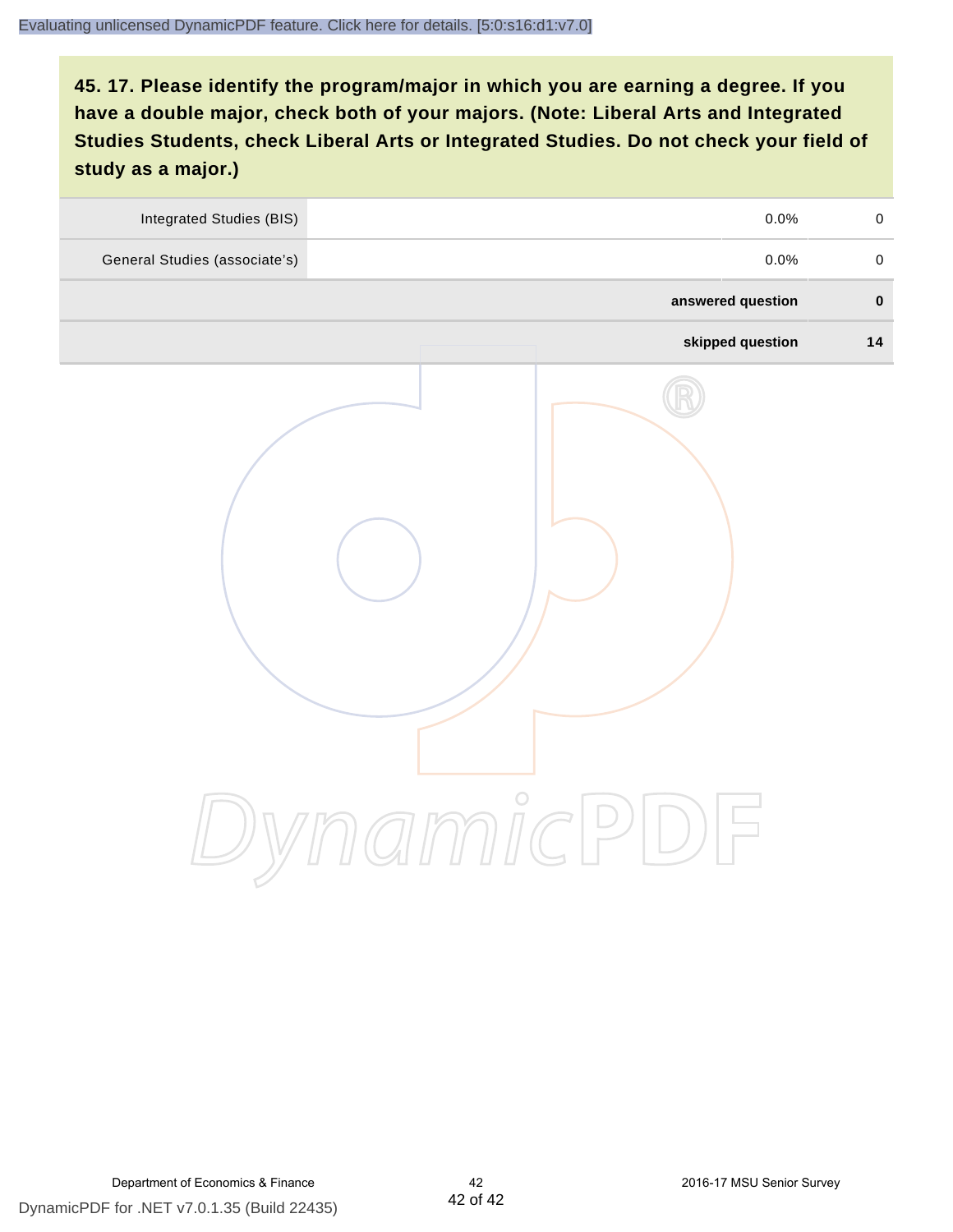**45. 17. Please identify the program/major in which you are earning a degree. If you have a double major, check both of your majors. (Note: Liberal Arts and Integrated Studies Students, check Liberal Arts or Integrated Studies. Do not check your field of study as a major.)**

| | | | |
|---|---|---|---|
| Integrated Studies (BIS) | | 0.0% | 0 |
| General Studies (associate's) | | 0.0% | 0 |
| | | **answered question** | **0** |
| | | **skipped question** | **14** |